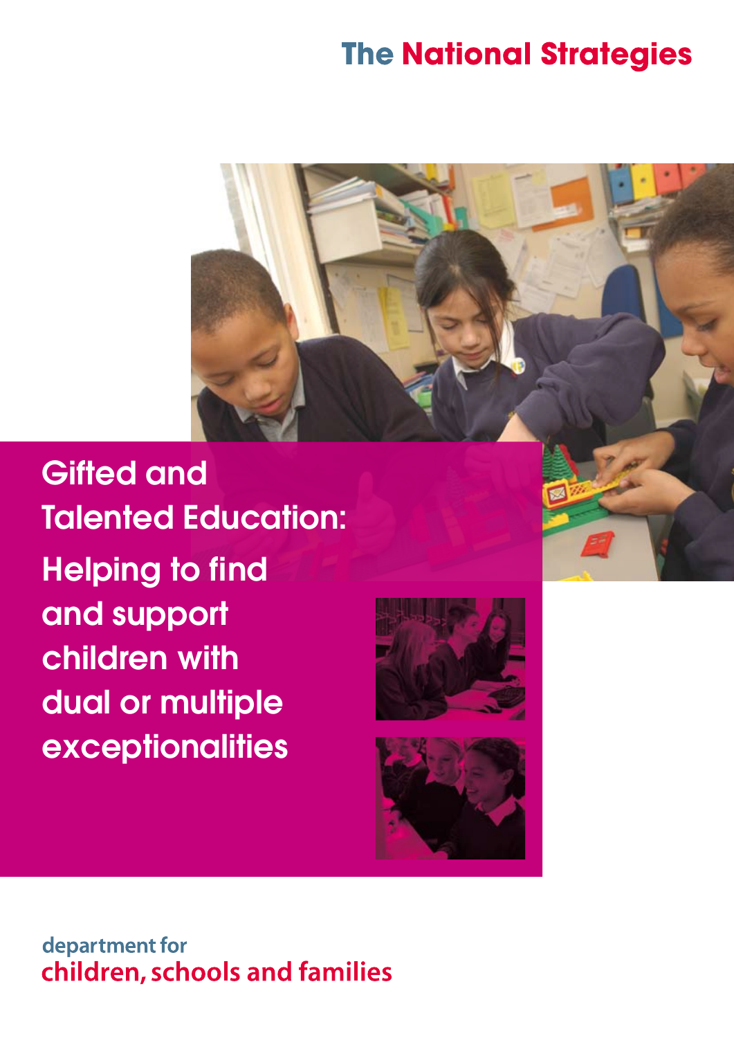The National Strategies

# Gifted and Talented Education: Helping to find and support children with dual or multiple exceptionalities

department for
children, schools and families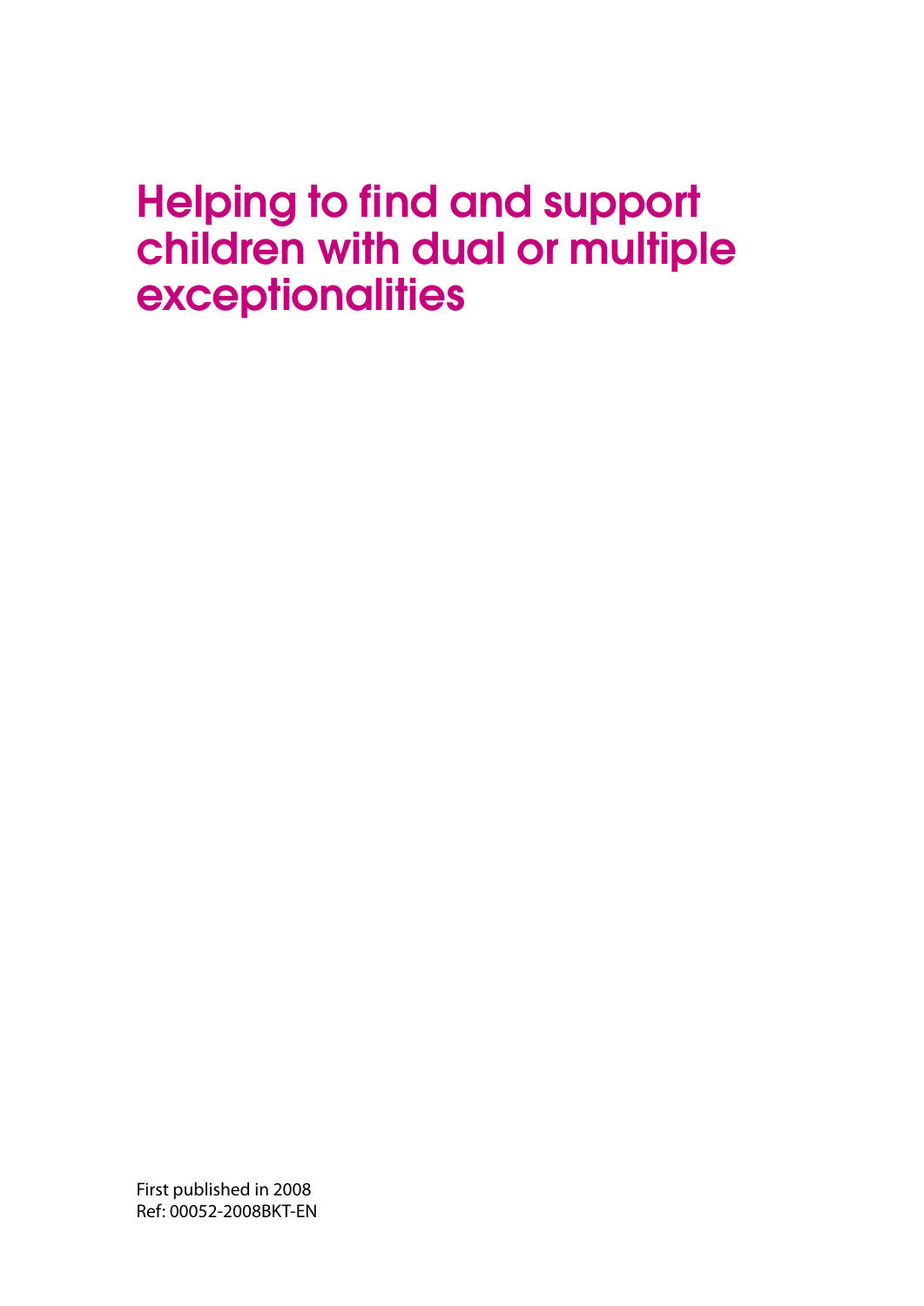# Helping to find and support children with dual or multiple exceptionalities

First published in 2008
Ref: 00052-2008BKT-EN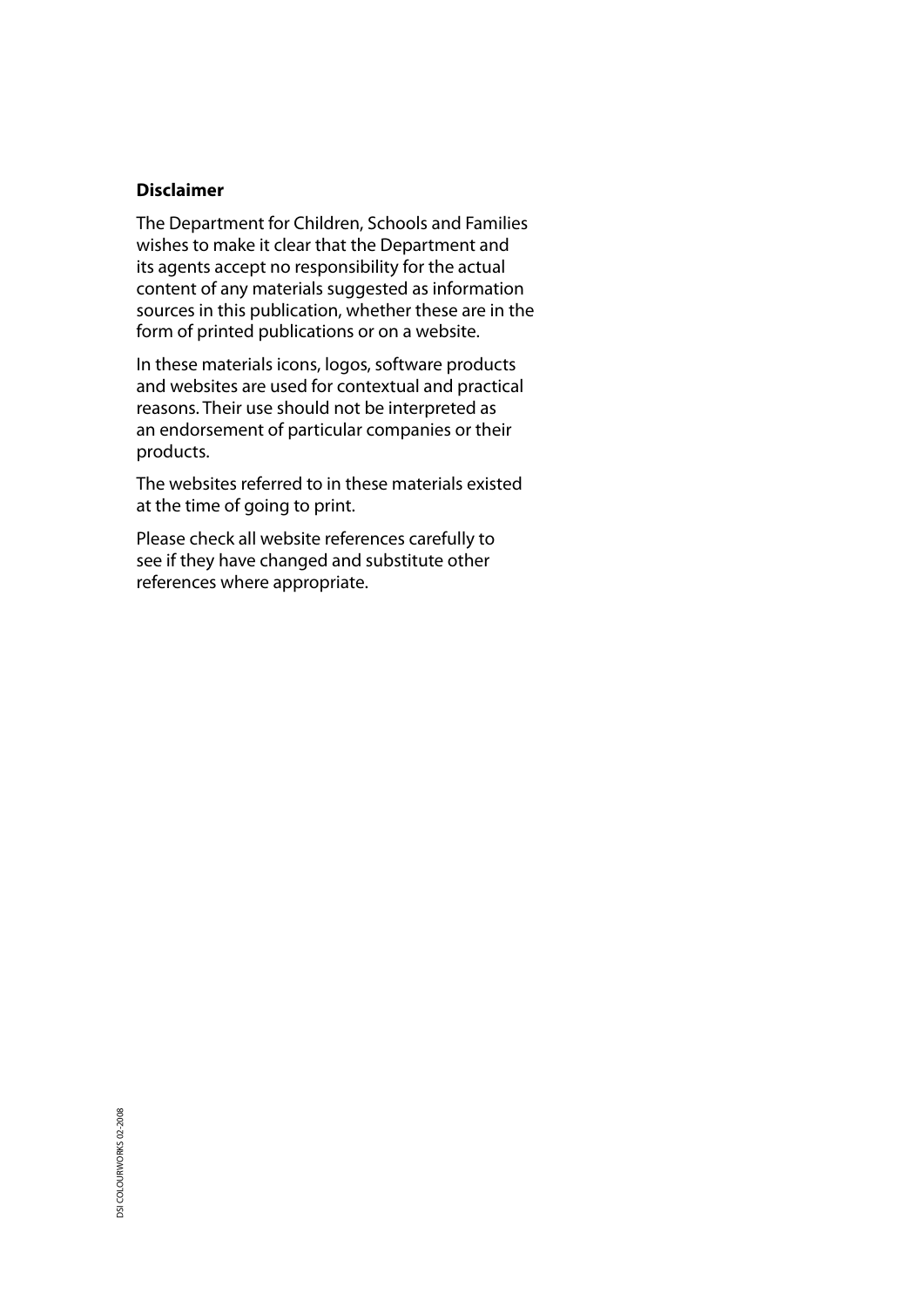**Disclaimer**

The Department for Children, Schools and Families wishes to make it clear that the Department and its agents accept no responsibility for the actual content of any materials suggested as information sources in this publication, whether these are in the form of printed publications or on a website.

In these materials icons, logos, software products and websites are used for contextual and practical reasons. Their use should not be interpreted as an endorsement of particular companies or their products.

The websites referred to in these materials existed at the time of going to print.

Please check all website references carefully to see if they have changed and substitute other references where appropriate.

DSI COLOURWORKS 02-2008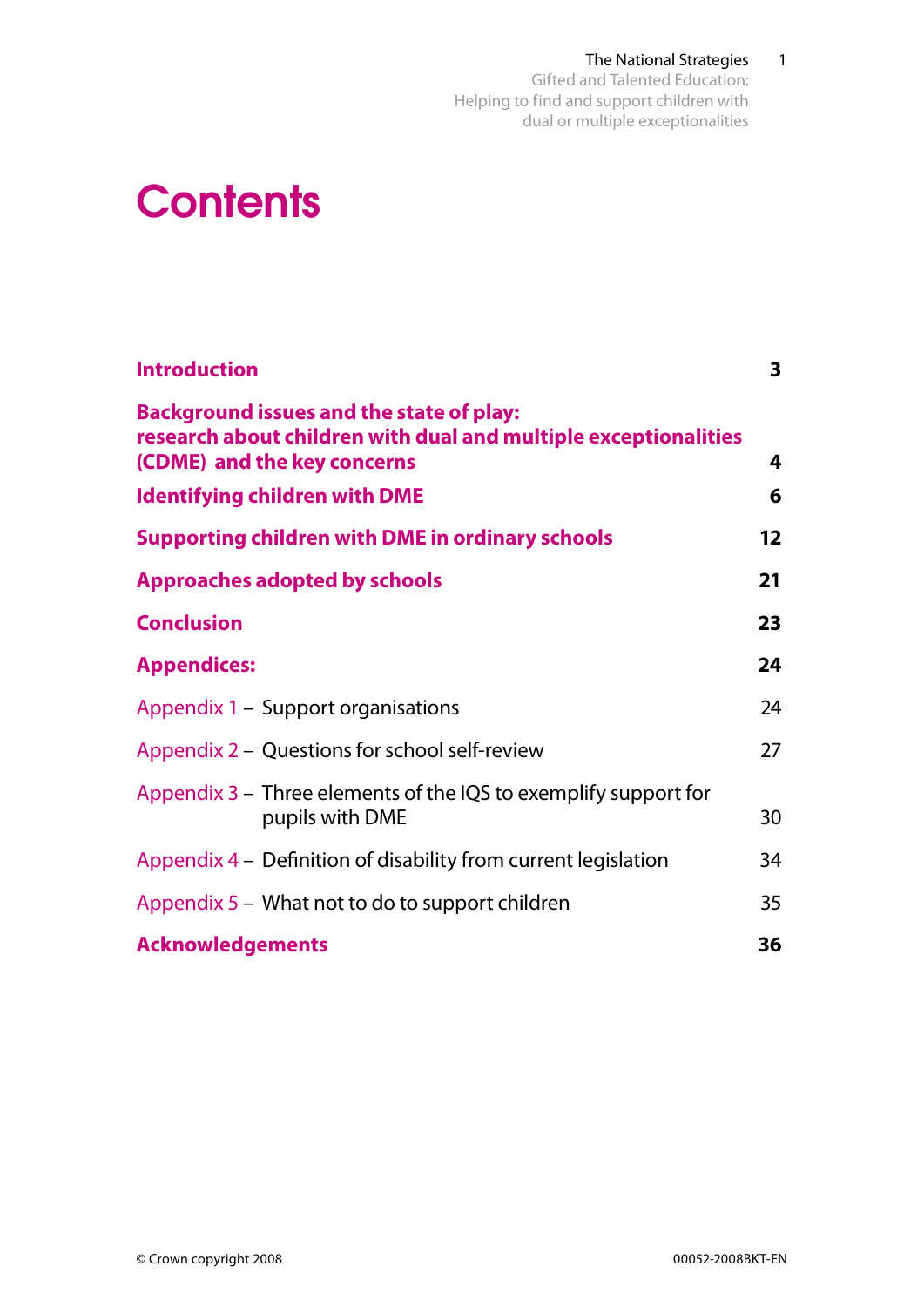# Contents

| | |
|---|---|
| **Introduction** | **3** |
| **Background issues and the state of play: research about children with dual and multiple exceptionalities (CDME) and the key concerns** | **4** |
| **Identifying children with DME** | **6** |
| **Supporting children with DME in ordinary schools** | **12** |
| **Approaches adopted by schools** | **21** |
| **Conclusion** | **23** |
| **Appendices:** | **24** |
| Appendix 1 – Support organisations | 24 |
| Appendix 2 – Questions for school self-review | 27 |
| Appendix 3 – Three elements of the IQS to exemplify support for pupils with DME | 30 |
| Appendix 4 – Definition of disability from current legislation | 34 |
| Appendix 5 – What not to do to support children | 35 |
| **Acknowledgements** | **36** |

© Crown copyright 2008

00052-2008BKT-EN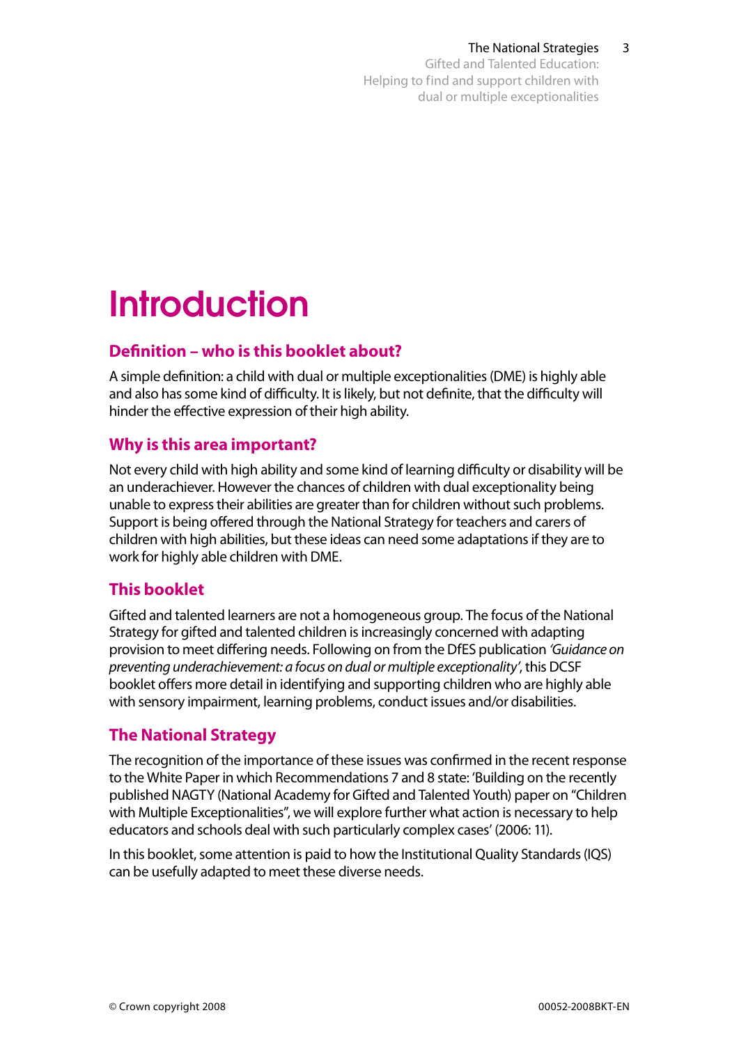# Introduction

## Definition – who is this booklet about?

A simple definition: a child with dual or multiple exceptionalities (DME) is highly able and also has some kind of difficulty. It is likely, but not definite, that the difficulty will hinder the effective expression of their high ability.

## Why is this area important?

Not every child with high ability and some kind of learning difficulty or disability will be an underachiever. However the chances of children with dual exceptionality being unable to express their abilities are greater than for children without such problems. Support is being offered through the National Strategy for teachers and carers of children with high abilities, but these ideas can need some adaptations if they are to work for highly able children with DME.

## This booklet

Gifted and talented learners are not a homogeneous group. The focus of the National Strategy for gifted and talented children is increasingly concerned with adapting provision to meet differing needs. Following on from the DfES publication *'Guidance on preventing underachievement: a focus on dual or multiple exceptionality'*, this DCSF booklet offers more detail in identifying and supporting children who are highly able with sensory impairment, learning problems, conduct issues and/or disabilities.

## The National Strategy

The recognition of the importance of these issues was confirmed in the recent response to the White Paper in which Recommendations 7 and 8 state: 'Building on the recently published NAGTY (National Academy for Gifted and Talented Youth) paper on "Children with Multiple Exceptionalities", we will explore further what action is necessary to help educators and schools deal with such particularly complex cases' (2006: 11).

In this booklet, some attention is paid to how the Institutional Quality Standards (IQS) can be usefully adapted to meet these diverse needs.

© Crown copyright 2008 00052-2008BKT-EN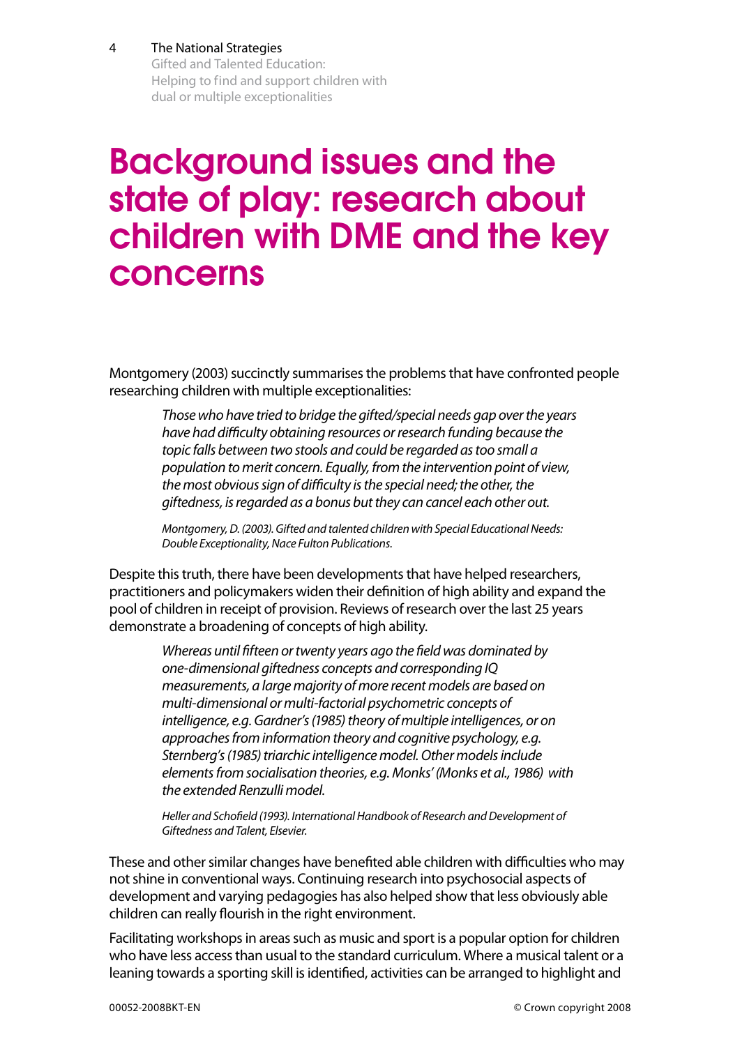# Background issues and the state of play: research about children with DME and the key concerns

Montgomery (2003) succinctly summarises the problems that have confronted people researching children with multiple exceptionalities:

> *Those who have tried to bridge the gifted/special needs gap over the years have had difficulty obtaining resources or research funding because the topic falls between two stools and could be regarded as too small a population to merit concern. Equally, from the intervention point of view, the most obvious sign of difficulty is the special need; the other, the giftedness, is regarded as a bonus but they can cancel each other out.*
>
> *Montgomery, D. (2003). Gifted and talented children with Special Educational Needs: Double Exceptionality, Nace Fulton Publications.*

Despite this truth, there have been developments that have helped researchers, practitioners and policymakers widen their definition of high ability and expand the pool of children in receipt of provision. Reviews of research over the last 25 years demonstrate a broadening of concepts of high ability.

> *Whereas until fifteen or twenty years ago the field was dominated by one-dimensional giftedness concepts and corresponding IQ measurements, a large majority of more recent models are based on multi-dimensional or multi-factorial psychometric concepts of intelligence, e.g. Gardner's (1985) theory of multiple intelligences, or on approaches from information theory and cognitive psychology, e.g. Sternberg's (1985) triarchic intelligence model. Other models include elements from socialisation theories, e.g. Monks' (Monks et al., 1986) with the extended Renzulli model.*
>
> *Heller and Schofield (1993). International Handbook of Research and Development of Giftedness and Talent, Elsevier.*

These and other similar changes have benefited able children with difficulties who may not shine in conventional ways. Continuing research into psychosocial aspects of development and varying pedagogies has also helped show that less obviously able children can really flourish in the right environment.

Facilitating workshops in areas such as music and sport is a popular option for children who have less access than usual to the standard curriculum. Where a musical talent or a leaning towards a sporting skill is identified, activities can be arranged to highlight and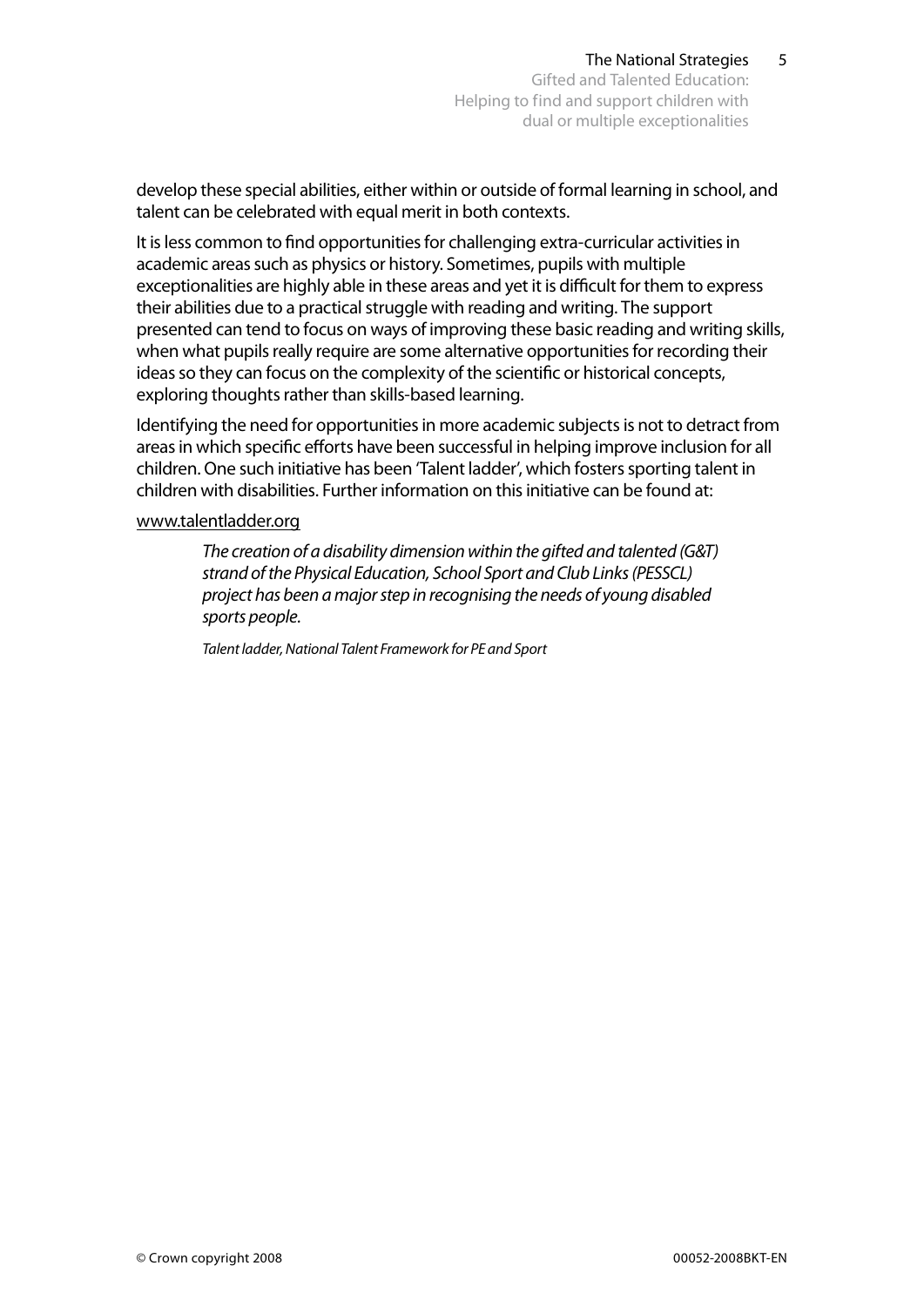develop these special abilities, either within or outside of formal learning in school, and talent can be celebrated with equal merit in both contexts.

It is less common to find opportunities for challenging extra-curricular activities in academic areas such as physics or history. Sometimes, pupils with multiple exceptionalities are highly able in these areas and yet it is difficult for them to express their abilities due to a practical struggle with reading and writing. The support presented can tend to focus on ways of improving these basic reading and writing skills, when what pupils really require are some alternative opportunities for recording their ideas so they can focus on the complexity of the scientific or historical concepts, exploring thoughts rather than skills-based learning.

Identifying the need for opportunities in more academic subjects is not to detract from areas in which specific efforts have been successful in helping improve inclusion for all children. One such initiative has been 'Talent ladder', which fosters sporting talent in children with disabilities. Further information on this initiative can be found at:

www.talentladder.org

> *The creation of a disability dimension within the gifted and talented (G&T) strand of the Physical Education, School Sport and Club Links (PESSCL) project has been a major step in recognising the needs of young disabled sports people.*
>
> *Talent ladder, National Talent Framework for PE and Sport*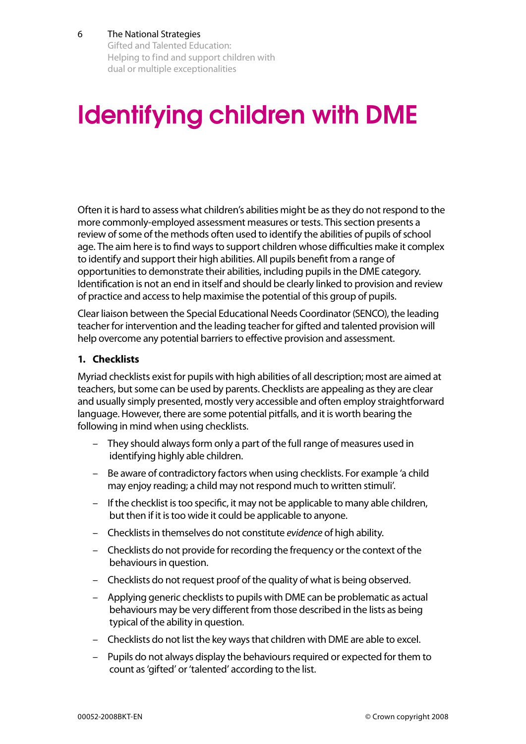# Identifying children with DME

Often it is hard to assess what children's abilities might be as they do not respond to the more commonly-employed assessment measures or tests. This section presents a review of some of the methods often used to identify the abilities of pupils of school age. The aim here is to find ways to support children whose difficulties make it complex to identify and support their high abilities. All pupils benefit from a range of opportunities to demonstrate their abilities, including pupils in the DME category. Identification is not an end in itself and should be clearly linked to provision and review of practice and access to help maximise the potential of this group of pupils.

Clear liaison between the Special Educational Needs Coordinator (SENCO), the leading teacher for intervention and the leading teacher for gifted and talented provision will help overcome any potential barriers to effective provision and assessment.

**1. Checklists**

Myriad checklists exist for pupils with high abilities of all description; most are aimed at teachers, but some can be used by parents. Checklists are appealing as they are clear and usually simply presented, mostly very accessible and often employ straightforward language. However, there are some potential pitfalls, and it is worth bearing the following in mind when using checklists.

- They should always form only a part of the full range of measures used in identifying highly able children.
- Be aware of contradictory factors when using checklists. For example 'a child may enjoy reading; a child may not respond much to written stimuli'.
- If the checklist is too specific, it may not be applicable to many able children, but then if it is too wide it could be applicable to anyone.
- Checklists in themselves do not constitute *evidence* of high ability.
- Checklists do not provide for recording the frequency or the context of the behaviours in question.
- Checklists do not request proof of the quality of what is being observed.
- Applying generic checklists to pupils with DME can be problematic as actual behaviours may be very different from those described in the lists as being typical of the ability in question.
- Checklists do not list the key ways that children with DME are able to excel.
- Pupils do not always display the behaviours required or expected for them to count as 'gifted' or 'talented' according to the list.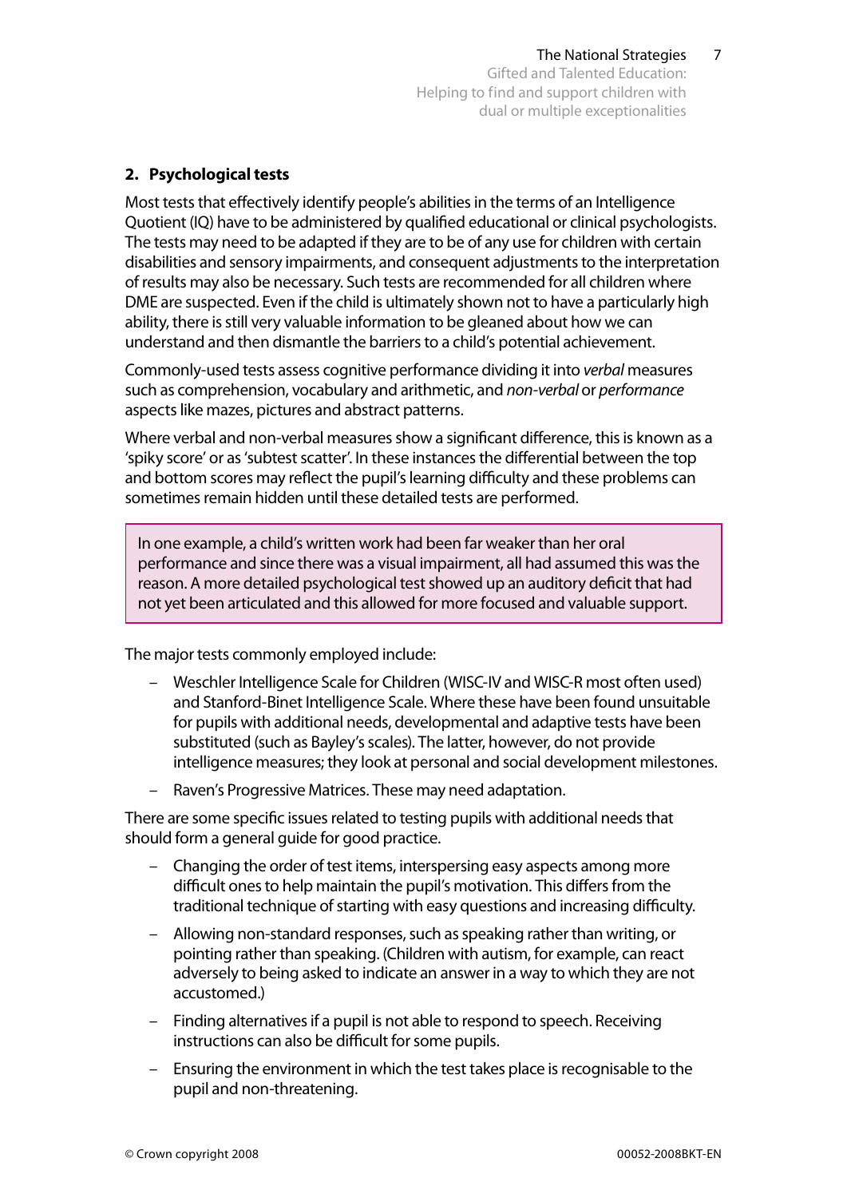## 2. Psychological tests

Most tests that effectively identify people's abilities in the terms of an Intelligence Quotient (IQ) have to be administered by qualified educational or clinical psychologists. The tests may need to be adapted if they are to be of any use for children with certain disabilities and sensory impairments, and consequent adjustments to the interpretation of results may also be necessary. Such tests are recommended for all children where DME are suspected. Even if the child is ultimately shown not to have a particularly high ability, there is still very valuable information to be gleaned about how we can understand and then dismantle the barriers to a child's potential achievement.

Commonly-used tests assess cognitive performance dividing it into *verbal* measures such as comprehension, vocabulary and arithmetic, and *non-verbal* or *performance* aspects like mazes, pictures and abstract patterns.

Where verbal and non-verbal measures show a significant difference, this is known as a 'spiky score' or as 'subtest scatter'. In these instances the differential between the top and bottom scores may reflect the pupil's learning difficulty and these problems can sometimes remain hidden until these detailed tests are performed.

> In one example, a child's written work had been far weaker than her oral performance and since there was a visual impairment, all had assumed this was the reason. A more detailed psychological test showed up an auditory deficit that had not yet been articulated and this allowed for more focused and valuable support.

The major tests commonly employed include:

- Weschler Intelligence Scale for Children (WISC-IV and WISC-R most often used) and Stanford-Binet Intelligence Scale. Where these have been found unsuitable for pupils with additional needs, developmental and adaptive tests have been substituted (such as Bayley's scales). The latter, however, do not provide intelligence measures; they look at personal and social development milestones.
- Raven's Progressive Matrices. These may need adaptation.

There are some specific issues related to testing pupils with additional needs that should form a general guide for good practice.

- Changing the order of test items, interspersing easy aspects among more difficult ones to help maintain the pupil's motivation. This differs from the traditional technique of starting with easy questions and increasing difficulty.
- Allowing non-standard responses, such as speaking rather than writing, or pointing rather than speaking. (Children with autism, for example, can react adversely to being asked to indicate an answer in a way to which they are not accustomed.)
- Finding alternatives if a pupil is not able to respond to speech. Receiving instructions can also be difficult for some pupils.
- Ensuring the environment in which the test takes place is recognisable to the pupil and non-threatening.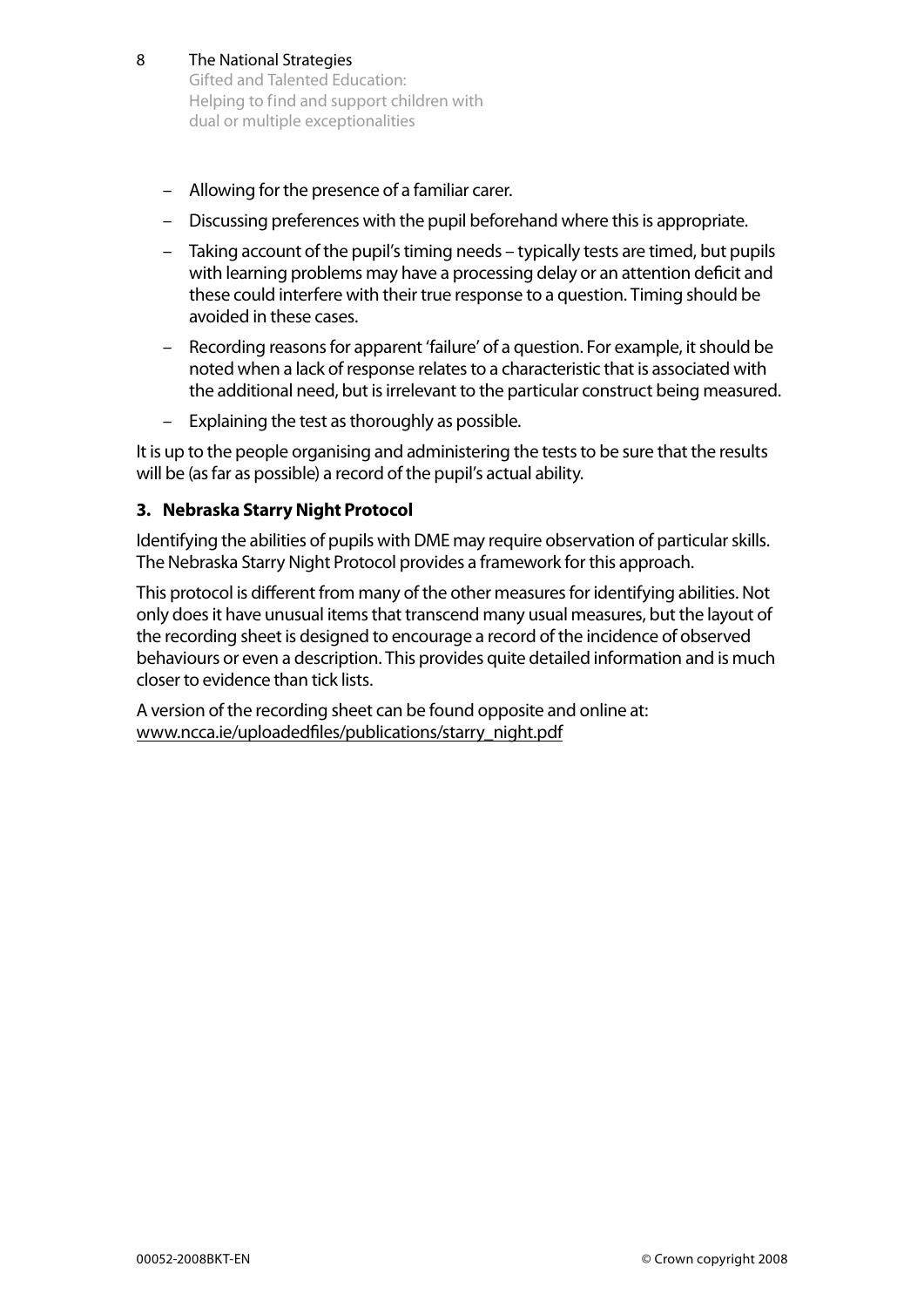– Allowing for the presence of a familiar carer.

– Discussing preferences with the pupil beforehand where this is appropriate.

– Taking account of the pupil's timing needs – typically tests are timed, but pupils with learning problems may have a processing delay or an attention deficit and these could interfere with their true response to a question. Timing should be avoided in these cases.

– Recording reasons for apparent 'failure' of a question. For example, it should be noted when a lack of response relates to a characteristic that is associated with the additional need, but is irrelevant to the particular construct being measured.

– Explaining the test as thoroughly as possible.

It is up to the people organising and administering the tests to be sure that the results will be (as far as possible) a record of the pupil's actual ability.

**3. Nebraska Starry Night Protocol**

Identifying the abilities of pupils with DME may require observation of particular skills. The Nebraska Starry Night Protocol provides a framework for this approach.

This protocol is different from many of the other measures for identifying abilities. Not only does it have unusual items that transcend many usual measures, but the layout of the recording sheet is designed to encourage a record of the incidence of observed behaviours or even a description. This provides quite detailed information and is much closer to evidence than tick lists.

A version of the recording sheet can be found opposite and online at:
www.ncca.ie/uploadedfiles/publications/starry_night.pdf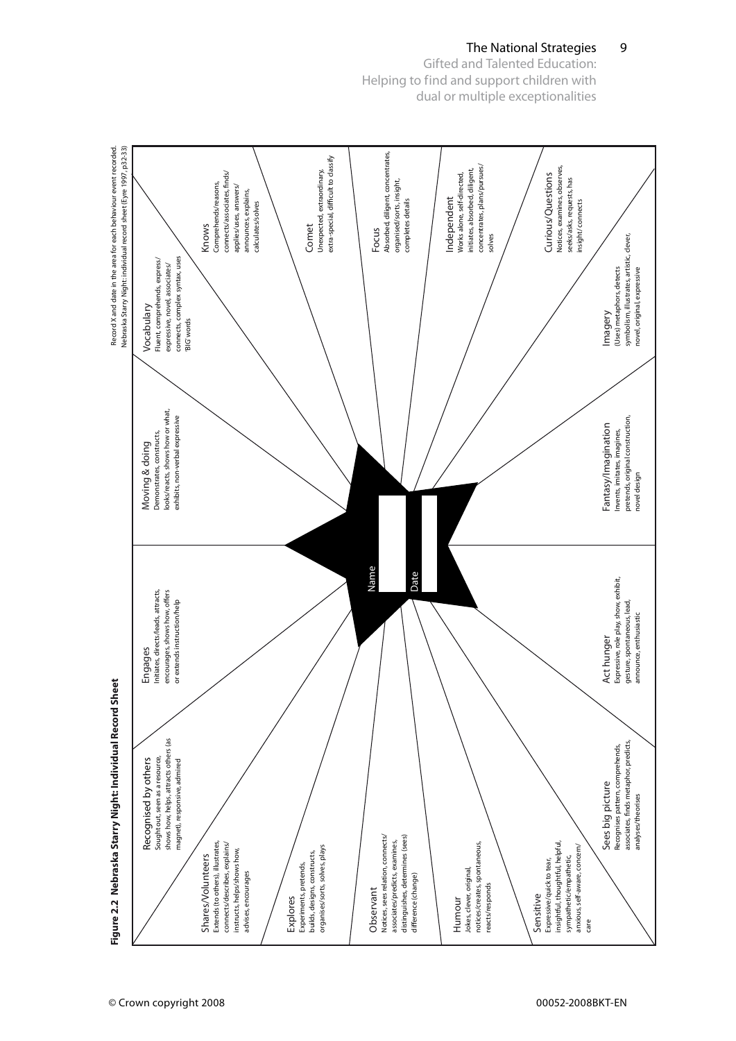**Figure 2.2 Nebraska Starry Night: Individual Record Sheet**

Record X and date in the area for each behaviour event recorded.
Nebraska Starry Night: individual record sheet (Eyre 1997, p32-33)

Recognised by others
Sought out, seen as a resource, shows how, helps, attracts others (as magnet), responsive, admired

Engages
Initiates, directs/leads, attracts, encourages, shows how, offers or extends instruction/help

Moving & doing
Demonstrates, constructs, looks/reacts, shows how or what, exhibits, non-verbal expressive

Vocabulary
Fluent, comprehends, express/expressive, novel, associates/connects, complex syntax, uses 'BIG' words

Knows
Comprehends/reasons, connects/associates, finds/applies/uses, answers/announces, explains, calculates/solves

Comet
Unexpected, extraordinary, extra-special, difficult to classify

Focus
Absorbed, diligent, concentrates, organised/sorts, insight, completes details

Independent
Works alone, self-directed, initiates, absorbed, diligent, concentrates, plans/pursues/solves

Curious/Questions
Notices, examines, observes, seeks/asks, requests, has insight/connects

Imagery
(Uses) metaphors, detects symbolism, illustrates, artistic, clever, novel, original, expressive

Fantasy/Imagination
Invents, imitates, imagines, pretends, original construction, novel design

Act hunger
Expressive, role play, show, exhibit, gesture, spontaneous, lead, announce, enthusiastic

Sees big picture
Recognises pattern, comprehends, associates, finds metaphor, predicts, analyses/theorises

Sensitive
Expressive/quick to tear, insightful, thoughtful, helpful, sympathetic/empathetic, anxious, self-aware, concern/care

Humour
Jokes, clever, original, notices/creates, spontaneous, reacts/responds

Observant
Notices, sees relation, connects/associates/predicts, examines, distinguishes, determines (sees) difference (change)

Explores
Experiments, pretends, builds, designs, constructs, organises/sorts, solves, plays

Shares/Volunteers
Extends (to others), illustrates, connects/describes, explains/instructs, helps/shows how, advises, encourages

Name

Date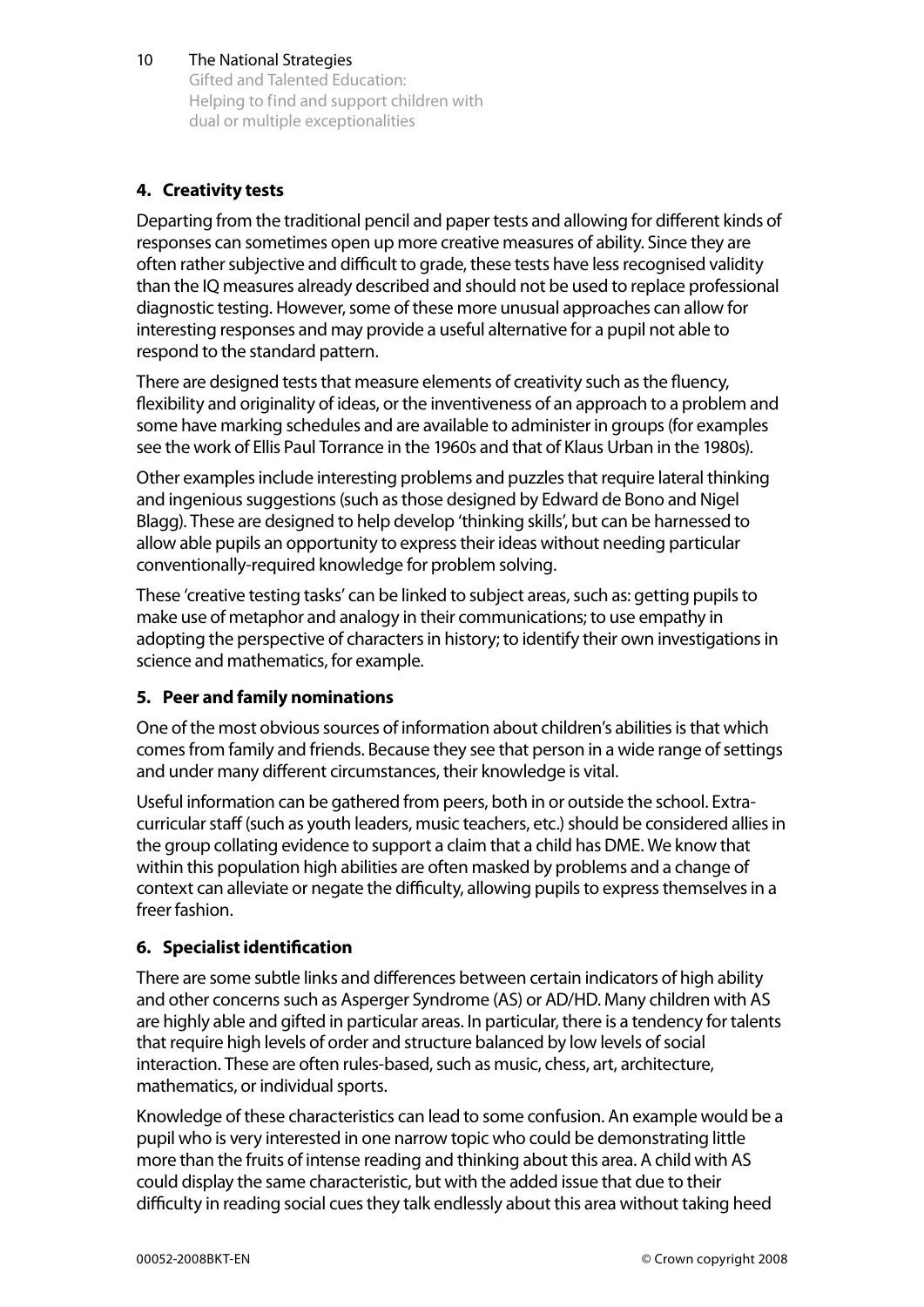#### 4. Creativity tests

Departing from the traditional pencil and paper tests and allowing for different kinds of responses can sometimes open up more creative measures of ability. Since they are often rather subjective and difficult to grade, these tests have less recognised validity than the IQ measures already described and should not be used to replace professional diagnostic testing. However, some of these more unusual approaches can allow for interesting responses and may provide a useful alternative for a pupil not able to respond to the standard pattern.

There are designed tests that measure elements of creativity such as the fluency, flexibility and originality of ideas, or the inventiveness of an approach to a problem and some have marking schedules and are available to administer in groups (for examples see the work of Ellis Paul Torrance in the 1960s and that of Klaus Urban in the 1980s).

Other examples include interesting problems and puzzles that require lateral thinking and ingenious suggestions (such as those designed by Edward de Bono and Nigel Blagg). These are designed to help develop 'thinking skills', but can be harnessed to allow able pupils an opportunity to express their ideas without needing particular conventionally-required knowledge for problem solving.

These 'creative testing tasks' can be linked to subject areas, such as: getting pupils to make use of metaphor and analogy in their communications; to use empathy in adopting the perspective of characters in history; to identify their own investigations in science and mathematics, for example.

#### 5. Peer and family nominations

One of the most obvious sources of information about children's abilities is that which comes from family and friends. Because they see that person in a wide range of settings and under many different circumstances, their knowledge is vital.

Useful information can be gathered from peers, both in or outside the school. Extra-curricular staff (such as youth leaders, music teachers, etc.) should be considered allies in the group collating evidence to support a claim that a child has DME. We know that within this population high abilities are often masked by problems and a change of context can alleviate or negate the difficulty, allowing pupils to express themselves in a freer fashion.

#### 6. Specialist identification

There are some subtle links and differences between certain indicators of high ability and other concerns such as Asperger Syndrome (AS) or AD/HD. Many children with AS are highly able and gifted in particular areas. In particular, there is a tendency for talents that require high levels of order and structure balanced by low levels of social interaction. These are often rules-based, such as music, chess, art, architecture, mathematics, or individual sports.

Knowledge of these characteristics can lead to some confusion. An example would be a pupil who is very interested in one narrow topic who could be demonstrating little more than the fruits of intense reading and thinking about this area. A child with AS could display the same characteristic, but with the added issue that due to their difficulty in reading social cues they talk endlessly about this area without taking heed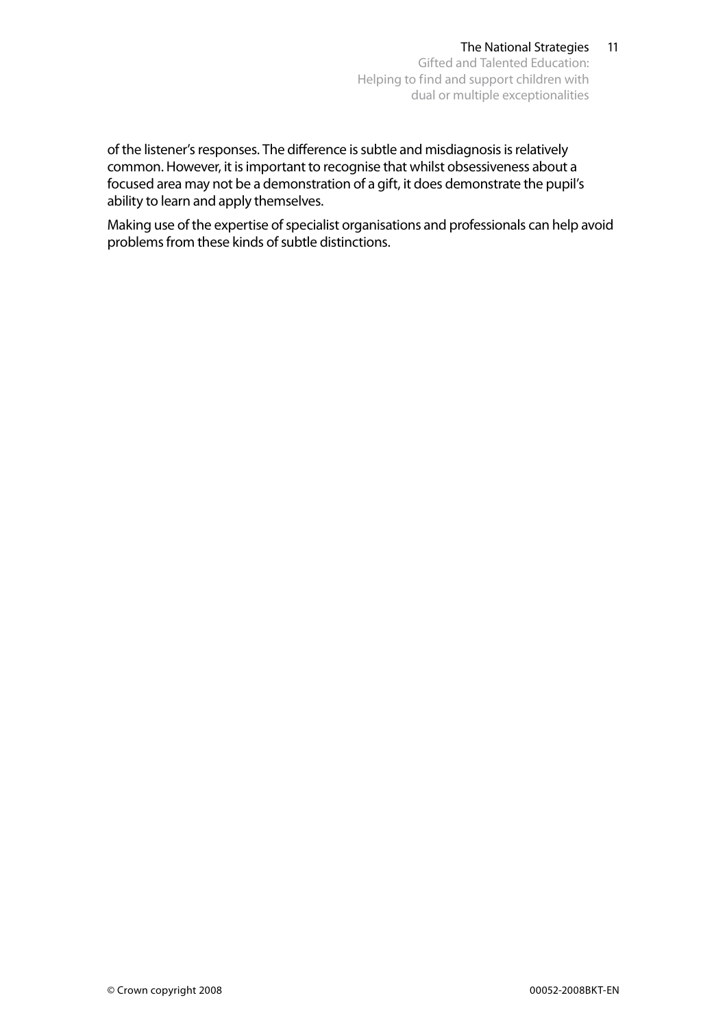of the listener's responses. The difference is subtle and misdiagnosis is relatively common. However, it is important to recognise that whilst obsessiveness about a focused area may not be a demonstration of a gift, it does demonstrate the pupil's ability to learn and apply themselves.

Making use of the expertise of specialist organisations and professionals can help avoid problems from these kinds of subtle distinctions.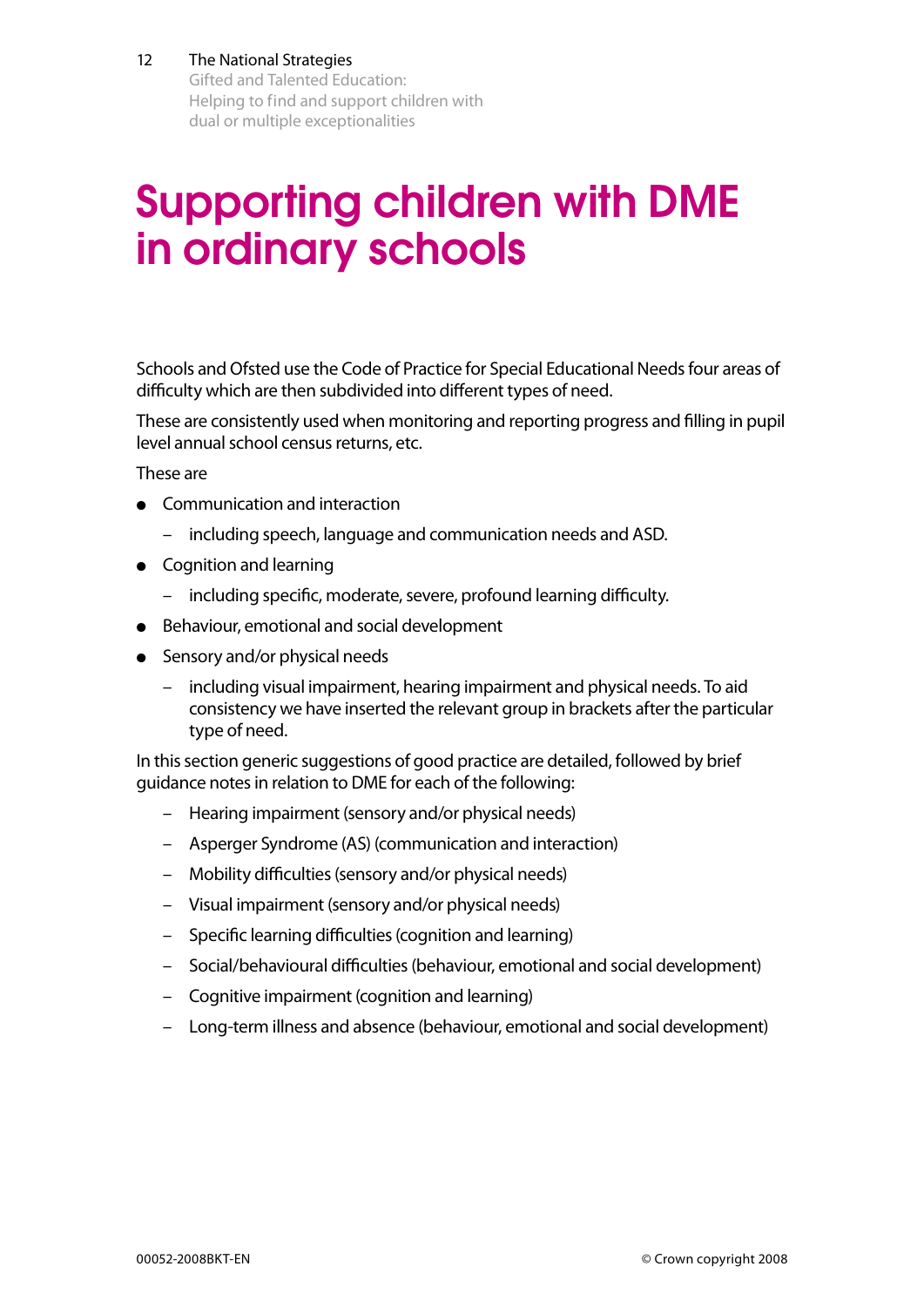# Supporting children with DME in ordinary schools

Schools and Ofsted use the Code of Practice for Special Educational Needs four areas of difficulty which are then subdivided into different types of need.

These are consistently used when monitoring and reporting progress and filling in pupil level annual school census returns, etc.

These are

- Communication and interaction
  - including speech, language and communication needs and ASD.
- Cognition and learning
  - including specific, moderate, severe, profound learning difficulty.
- Behaviour, emotional and social development
- Sensory and/or physical needs
  - including visual impairment, hearing impairment and physical needs. To aid consistency we have inserted the relevant group in brackets after the particular type of need.

In this section generic suggestions of good practice are detailed, followed by brief guidance notes in relation to DME for each of the following:

- Hearing impairment (sensory and/or physical needs)
- Asperger Syndrome (AS) (communication and interaction)
- Mobility difficulties (sensory and/or physical needs)
- Visual impairment (sensory and/or physical needs)
- Specific learning difficulties (cognition and learning)
- Social/behavioural difficulties (behaviour, emotional and social development)
- Cognitive impairment (cognition and learning)
- Long-term illness and absence (behaviour, emotional and social development)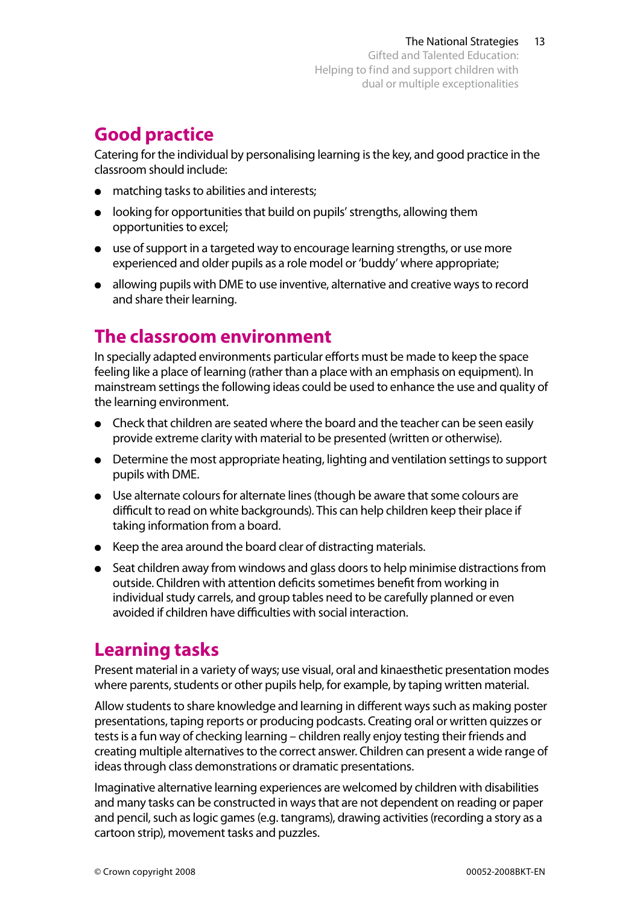## Good practice

Catering for the individual by personalising learning is the key, and good practice in the classroom should include:

- matching tasks to abilities and interests;
- looking for opportunities that build on pupils' strengths, allowing them opportunities to excel;
- use of support in a targeted way to encourage learning strengths, or use more experienced and older pupils as a role model or 'buddy' where appropriate;
- allowing pupils with DME to use inventive, alternative and creative ways to record and share their learning.

## The classroom environment

In specially adapted environments particular efforts must be made to keep the space feeling like a place of learning (rather than a place with an emphasis on equipment). In mainstream settings the following ideas could be used to enhance the use and quality of the learning environment.

- Check that children are seated where the board and the teacher can be seen easily provide extreme clarity with material to be presented (written or otherwise).
- Determine the most appropriate heating, lighting and ventilation settings to support pupils with DME.
- Use alternate colours for alternate lines (though be aware that some colours are difficult to read on white backgrounds). This can help children keep their place if taking information from a board.
- Keep the area around the board clear of distracting materials.
- Seat children away from windows and glass doors to help minimise distractions from outside. Children with attention deficits sometimes benefit from working in individual study carrels, and group tables need to be carefully planned or even avoided if children have difficulties with social interaction.

## Learning tasks

Present material in a variety of ways; use visual, oral and kinaesthetic presentation modes where parents, students or other pupils help, for example, by taping written material.

Allow students to share knowledge and learning in different ways such as making poster presentations, taping reports or producing podcasts. Creating oral or written quizzes or tests is a fun way of checking learning – children really enjoy testing their friends and creating multiple alternatives to the correct answer. Children can present a wide range of ideas through class demonstrations or dramatic presentations.

Imaginative alternative learning experiences are welcomed by children with disabilities and many tasks can be constructed in ways that are not dependent on reading or paper and pencil, such as logic games (e.g. tangrams), drawing activities (recording a story as a cartoon strip), movement tasks and puzzles.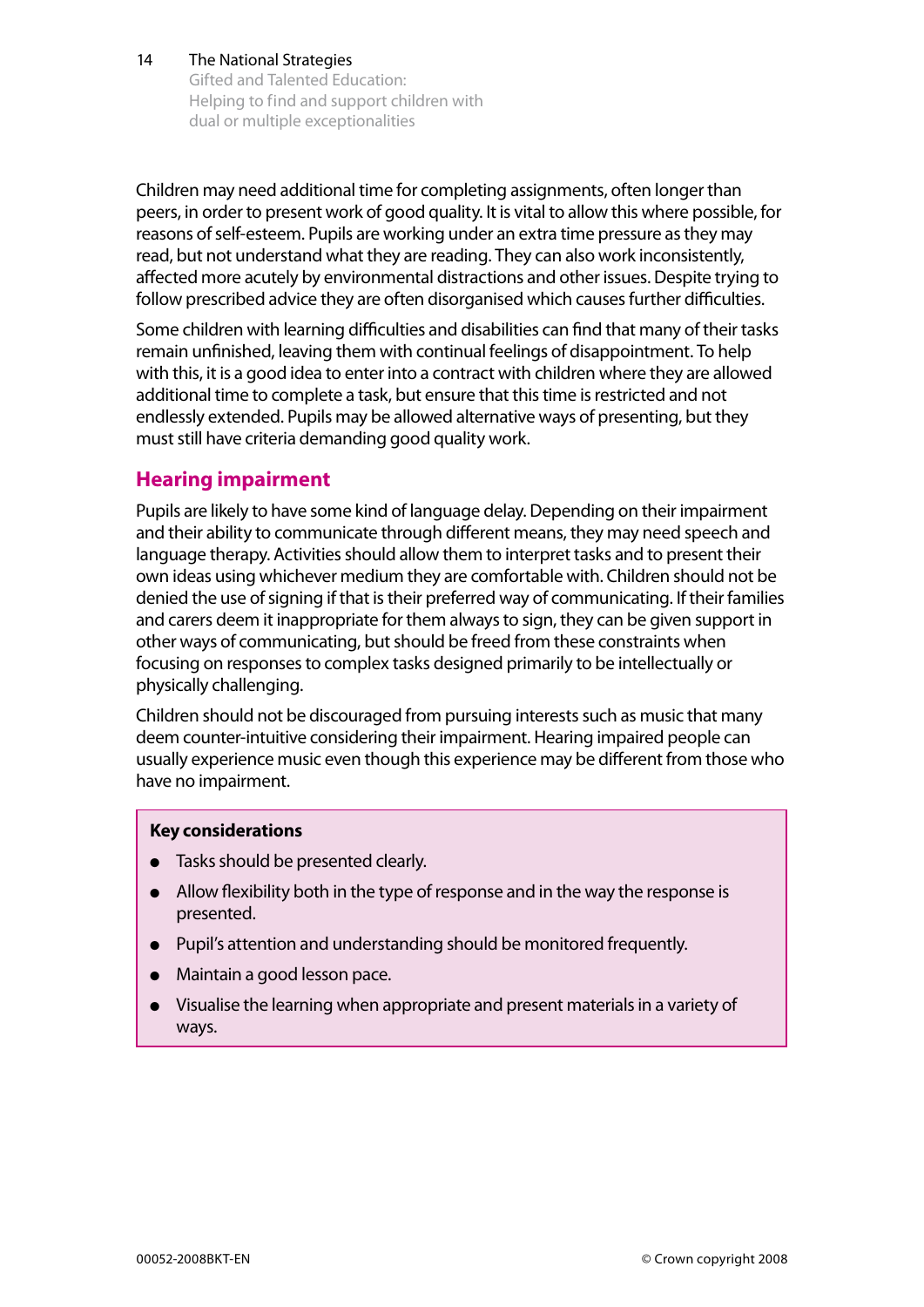Children may need additional time for completing assignments, often longer than peers, in order to present work of good quality. It is vital to allow this where possible, for reasons of self-esteem. Pupils are working under an extra time pressure as they may read, but not understand what they are reading. They can also work inconsistently, affected more acutely by environmental distractions and other issues. Despite trying to follow prescribed advice they are often disorganised which causes further difficulties.

Some children with learning difficulties and disabilities can find that many of their tasks remain unfinished, leaving them with continual feelings of disappointment. To help with this, it is a good idea to enter into a contract with children where they are allowed additional time to complete a task, but ensure that this time is restricted and not endlessly extended. Pupils may be allowed alternative ways of presenting, but they must still have criteria demanding good quality work.

## Hearing impairment

Pupils are likely to have some kind of language delay. Depending on their impairment and their ability to communicate through different means, they may need speech and language therapy. Activities should allow them to interpret tasks and to present their own ideas using whichever medium they are comfortable with. Children should not be denied the use of signing if that is their preferred way of communicating. If their families and carers deem it inappropriate for them always to sign, they can be given support in other ways of communicating, but should be freed from these constraints when focusing on responses to complex tasks designed primarily to be intellectually or physically challenging.

Children should not be discouraged from pursuing interests such as music that many deem counter-intuitive considering their impairment. Hearing impaired people can usually experience music even though this experience may be different from those who have no impairment.

**Key considerations**

- Tasks should be presented clearly.
- Allow flexibility both in the type of response and in the way the response is presented.
- Pupil's attention and understanding should be monitored frequently.
- Maintain a good lesson pace.
- Visualise the learning when appropriate and present materials in a variety of ways.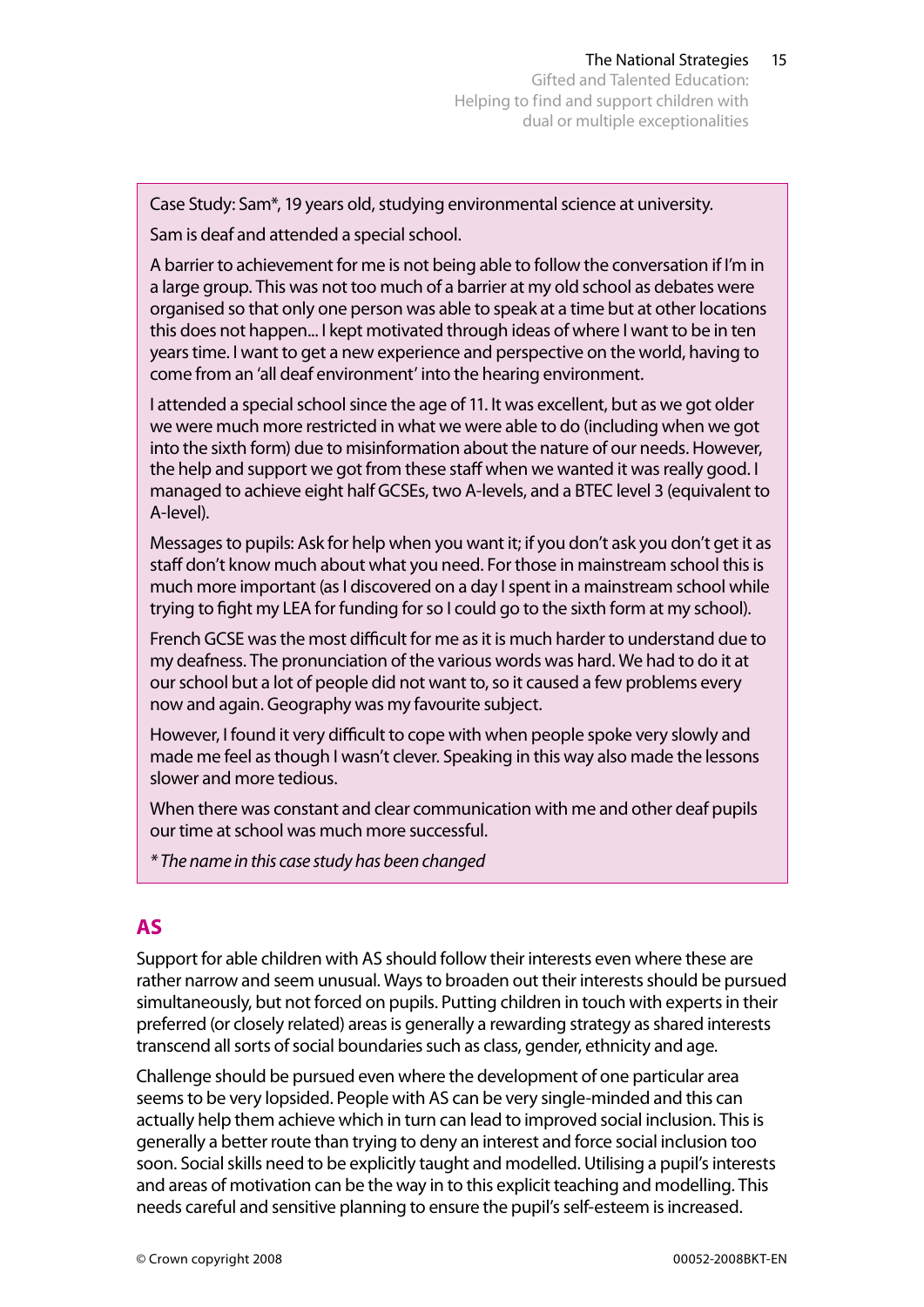Case Study: Sam*, 19 years old, studying environmental science at university.

Sam is deaf and attended a special school.

A barrier to achievement for me is not being able to follow the conversation if I'm in a large group. This was not too much of a barrier at my old school as debates were organised so that only one person was able to speak at a time but at other locations this does not happen... I kept motivated through ideas of where I want to be in ten years time. I want to get a new experience and perspective on the world, having to come from an 'all deaf environment' into the hearing environment.

I attended a special school since the age of 11. It was excellent, but as we got older we were much more restricted in what we were able to do (including when we got into the sixth form) due to misinformation about the nature of our needs. However, the help and support we got from these staff when we wanted it was really good. I managed to achieve eight half GCSEs, two A-levels, and a BTEC level 3 (equivalent to A-level).

Messages to pupils: Ask for help when you want it; if you don't ask you don't get it as staff don't know much about what you need. For those in mainstream school this is much more important (as I discovered on a day I spent in a mainstream school while trying to fight my LEA for funding for so I could go to the sixth form at my school).

French GCSE was the most difficult for me as it is much harder to understand due to my deafness. The pronunciation of the various words was hard. We had to do it at our school but a lot of people did not want to, so it caused a few problems every now and again. Geography was my favourite subject.

However, I found it very difficult to cope with when people spoke very slowly and made me feel as though I wasn't clever. Speaking in this way also made the lessons slower and more tedious.

When there was constant and clear communication with me and other deaf pupils our time at school was much more successful.

*\* The name in this case study has been changed*

## AS

Support for able children with AS should follow their interests even where these are rather narrow and seem unusual. Ways to broaden out their interests should be pursued simultaneously, but not forced on pupils. Putting children in touch with experts in their preferred (or closely related) areas is generally a rewarding strategy as shared interests transcend all sorts of social boundaries such as class, gender, ethnicity and age.

Challenge should be pursued even where the development of one particular area seems to be very lopsided. People with AS can be very single-minded and this can actually help them achieve which in turn can lead to improved social inclusion. This is generally a better route than trying to deny an interest and force social inclusion too soon. Social skills need to be explicitly taught and modelled. Utilising a pupil's interests and areas of motivation can be the way in to this explicit teaching and modelling. This needs careful and sensitive planning to ensure the pupil's self-esteem is increased.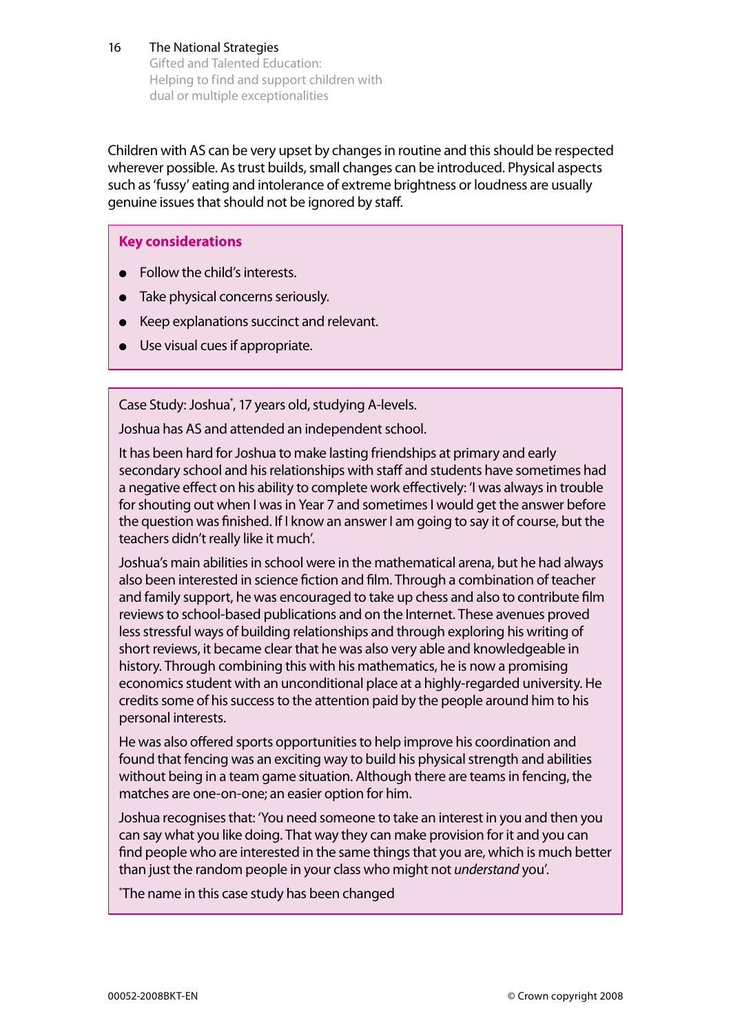Children with AS can be very upset by changes in routine and this should be respected wherever possible. As trust builds, small changes can be introduced. Physical aspects such as 'fussy' eating and intolerance of extreme brightness or loudness are usually genuine issues that should not be ignored by staff.

**Key considerations**

- Follow the child's interests.
- Take physical concerns seriously.
- Keep explanations succinct and relevant.
- Use visual cues if appropriate.

Case Study: Joshua*, 17 years old, studying A-levels.

Joshua has AS and attended an independent school.

It has been hard for Joshua to make lasting friendships at primary and early secondary school and his relationships with staff and students have sometimes had a negative effect on his ability to complete work effectively: 'I was always in trouble for shouting out when I was in Year 7 and sometimes I would get the answer before the question was finished. If I know an answer I am going to say it of course, but the teachers didn't really like it much'.

Joshua's main abilities in school were in the mathematical arena, but he had always also been interested in science fiction and film. Through a combination of teacher and family support, he was encouraged to take up chess and also to contribute film reviews to school-based publications and on the Internet. These avenues proved less stressful ways of building relationships and through exploring his writing of short reviews, it became clear that he was also very able and knowledgeable in history. Through combining this with his mathematics, he is now a promising economics student with an unconditional place at a highly-regarded university. He credits some of his success to the attention paid by the people around him to his personal interests.

He was also offered sports opportunities to help improve his coordination and found that fencing was an exciting way to build his physical strength and abilities without being in a team game situation. Although there are teams in fencing, the matches are one-on-one; an easier option for him.

Joshua recognises that: 'You need someone to take an interest in you and then you can say what you like doing. That way they can make provision for it and you can find people who are interested in the same things that you are, which is much better than just the random people in your class who might not *understand* you'.

*The name in this case study has been changed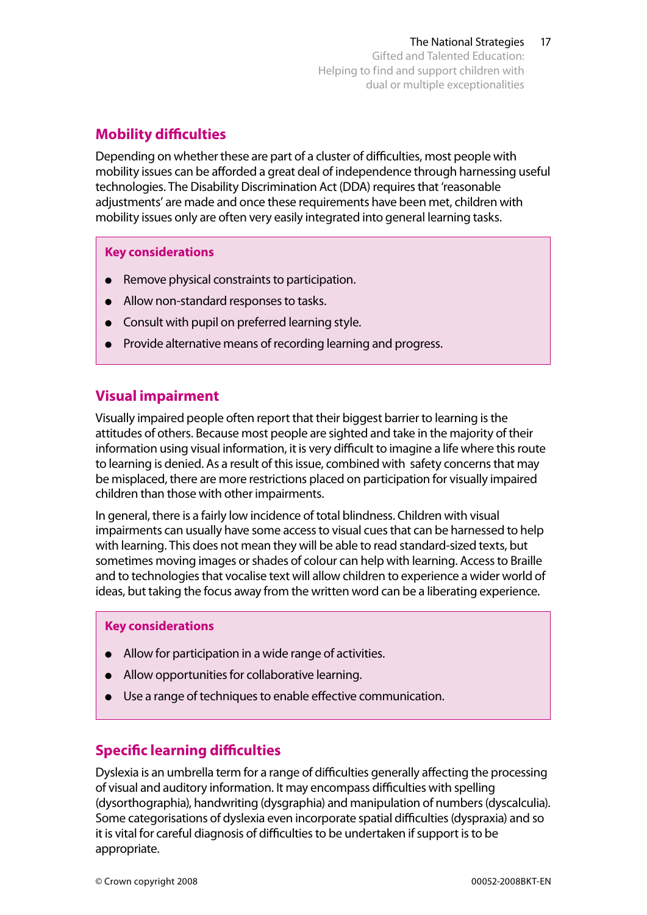## Mobility difficulties

Depending on whether these are part of a cluster of difficulties, most people with mobility issues can be afforded a great deal of independence through harnessing useful technologies. The Disability Discrimination Act (DDA) requires that 'reasonable adjustments' are made and once these requirements have been met, children with mobility issues only are often very easily integrated into general learning tasks.

> **Key considerations**
>
> - Remove physical constraints to participation.
> - Allow non-standard responses to tasks.
> - Consult with pupil on preferred learning style.
> - Provide alternative means of recording learning and progress.

## Visual impairment

Visually impaired people often report that their biggest barrier to learning is the attitudes of others. Because most people are sighted and take in the majority of their information using visual information, it is very difficult to imagine a life where this route to learning is denied. As a result of this issue, combined with safety concerns that may be misplaced, there are more restrictions placed on participation for visually impaired children than those with other impairments.

In general, there is a fairly low incidence of total blindness. Children with visual impairments can usually have some access to visual cues that can be harnessed to help with learning. This does not mean they will be able to read standard-sized texts, but sometimes moving images or shades of colour can help with learning. Access to Braille and to technologies that vocalise text will allow children to experience a wider world of ideas, but taking the focus away from the written word can be a liberating experience.

> **Key considerations**
>
> - Allow for participation in a wide range of activities.
> - Allow opportunities for collaborative learning.
> - Use a range of techniques to enable effective communication.

## Specific learning difficulties

Dyslexia is an umbrella term for a range of difficulties generally affecting the processing of visual and auditory information. It may encompass difficulties with spelling (dysorthographia), handwriting (dysgraphia) and manipulation of numbers (dyscalculia). Some categorisations of dyslexia even incorporate spatial difficulties (dyspraxia) and so it is vital for careful diagnosis of difficulties to be undertaken if support is to be appropriate.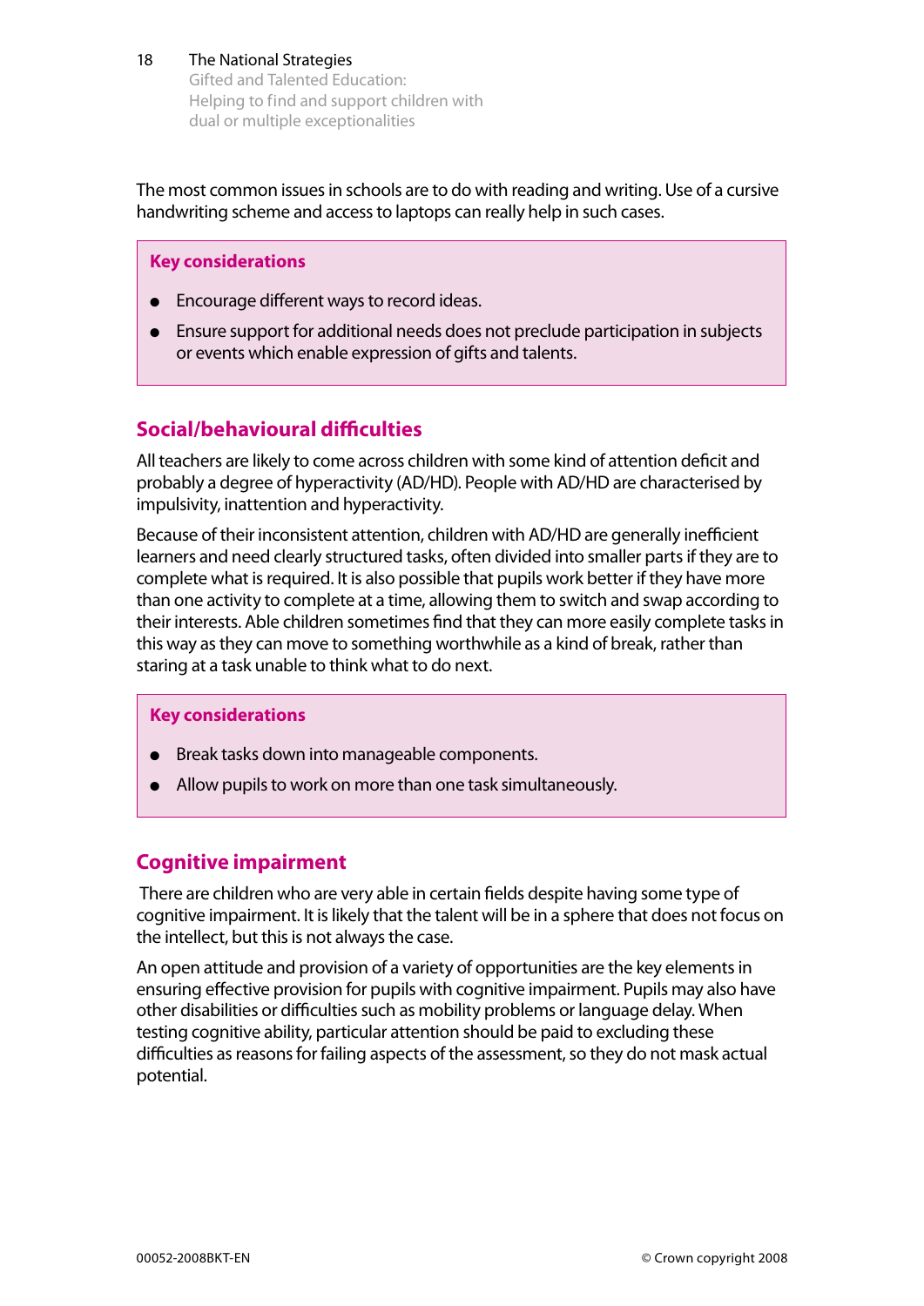The most common issues in schools are to do with reading and writing. Use of a cursive handwriting scheme and access to laptops can really help in such cases.

**Key considerations**

- Encourage different ways to record ideas.
- Ensure support for additional needs does not preclude participation in subjects or events which enable expression of gifts and talents.

## Social/behavioural difficulties

All teachers are likely to come across children with some kind of attention deficit and probably a degree of hyperactivity (AD/HD). People with AD/HD are characterised by impulsivity, inattention and hyperactivity.

Because of their inconsistent attention, children with AD/HD are generally inefficient learners and need clearly structured tasks, often divided into smaller parts if they are to complete what is required. It is also possible that pupils work better if they have more than one activity to complete at a time, allowing them to switch and swap according to their interests. Able children sometimes find that they can more easily complete tasks in this way as they can move to something worthwhile as a kind of break, rather than staring at a task unable to think what to do next.

**Key considerations**

- Break tasks down into manageable components.
- Allow pupils to work on more than one task simultaneously.

## Cognitive impairment

There are children who are very able in certain fields despite having some type of cognitive impairment. It is likely that the talent will be in a sphere that does not focus on the intellect, but this is not always the case.

An open attitude and provision of a variety of opportunities are the key elements in ensuring effective provision for pupils with cognitive impairment. Pupils may also have other disabilities or difficulties such as mobility problems or language delay. When testing cognitive ability, particular attention should be paid to excluding these difficulties as reasons for failing aspects of the assessment, so they do not mask actual potential.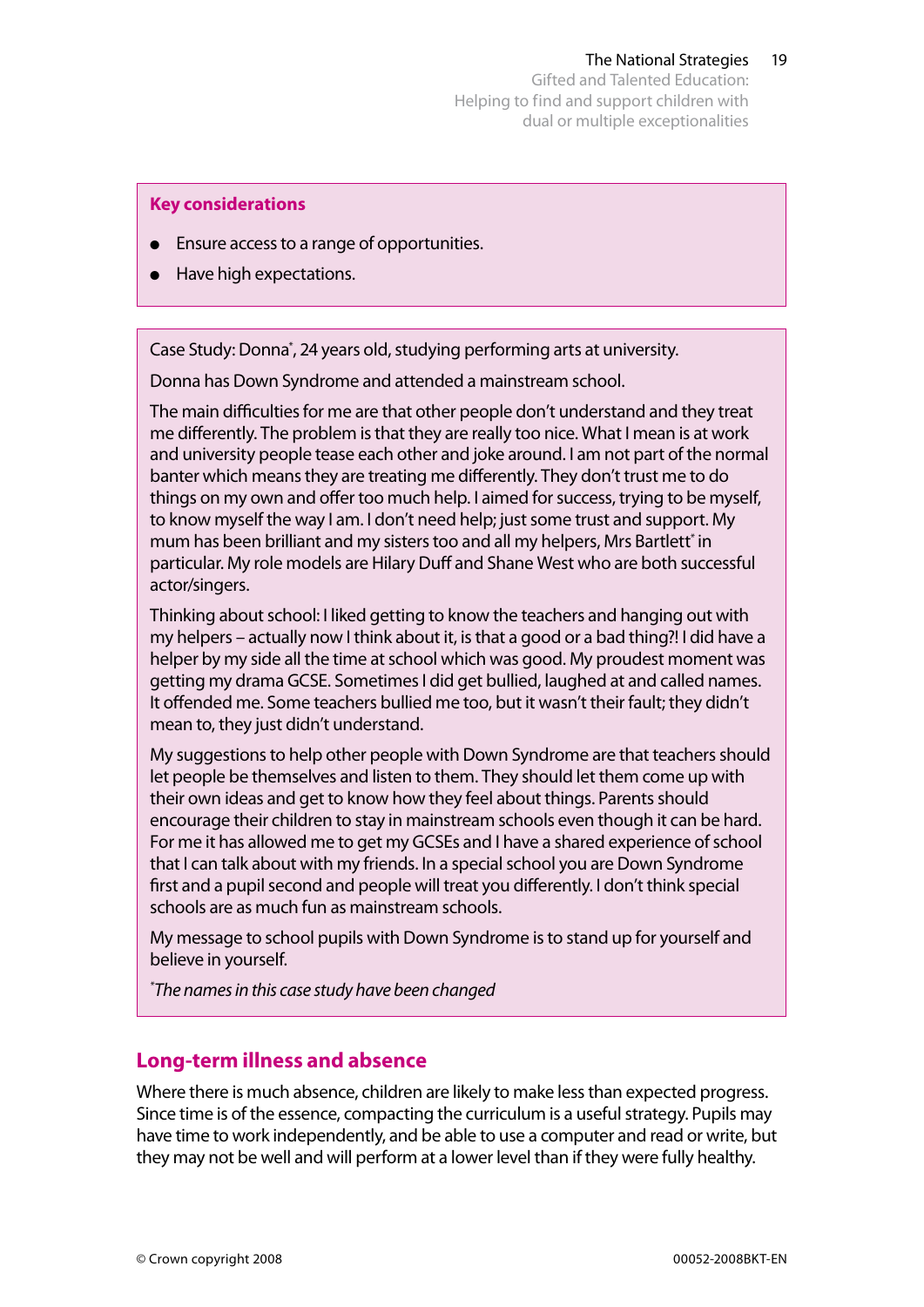**Key considerations**

- Ensure access to a range of opportunities.
- Have high expectations.

Case Study: Donna*, 24 years old, studying performing arts at university.

Donna has Down Syndrome and attended a mainstream school.

The main difficulties for me are that other people don't understand and they treat me differently. The problem is that they are really too nice. What I mean is at work and university people tease each other and joke around. I am not part of the normal banter which means they are treating me differently. They don't trust me to do things on my own and offer too much help. I aimed for success, trying to be myself, to know myself the way I am. I don't need help; just some trust and support. My mum has been brilliant and my sisters too and all my helpers, Mrs Bartlett* in particular. My role models are Hilary Duff and Shane West who are both successful actor/singers.

Thinking about school: I liked getting to know the teachers and hanging out with my helpers – actually now I think about it, is that a good or a bad thing?! I did have a helper by my side all the time at school which was good. My proudest moment was getting my drama GCSE. Sometimes I did get bullied, laughed at and called names. It offended me. Some teachers bullied me too, but it wasn't their fault; they didn't mean to, they just didn't understand.

My suggestions to help other people with Down Syndrome are that teachers should let people be themselves and listen to them. They should let them come up with their own ideas and get to know how they feel about things. Parents should encourage their children to stay in mainstream schools even though it can be hard. For me it has allowed me to get my GCSEs and I have a shared experience of school that I can talk about with my friends. In a special school you are Down Syndrome first and a pupil second and people will treat you differently. I don't think special schools are as much fun as mainstream schools.

My message to school pupils with Down Syndrome is to stand up for yourself and believe in yourself.

*\*The names in this case study have been changed*

## Long-term illness and absence

Where there is much absence, children are likely to make less than expected progress. Since time is of the essence, compacting the curriculum is a useful strategy. Pupils may have time to work independently, and be able to use a computer and read or write, but they may not be well and will perform at a lower level than if they were fully healthy.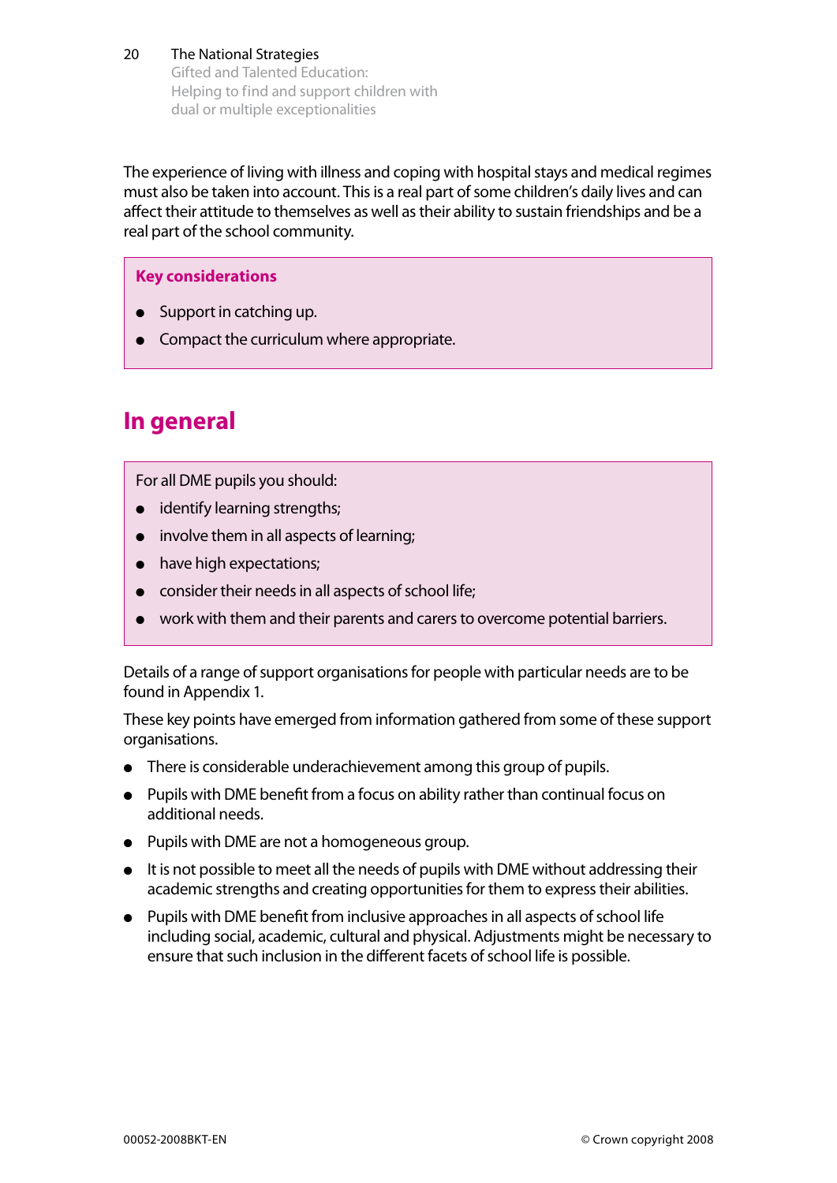The experience of living with illness and coping with hospital stays and medical regimes must also be taken into account. This is a real part of some children's daily lives and can affect their attitude to themselves as well as their ability to sustain friendships and be a real part of the school community.

**Key considerations**

- Support in catching up.
- Compact the curriculum where appropriate.

## In general

For all DME pupils you should:

- identify learning strengths;
- involve them in all aspects of learning;
- have high expectations;
- consider their needs in all aspects of school life;
- work with them and their parents and carers to overcome potential barriers.

Details of a range of support organisations for people with particular needs are to be found in Appendix 1.

These key points have emerged from information gathered from some of these support organisations.

- There is considerable underachievement among this group of pupils.
- Pupils with DME benefit from a focus on ability rather than continual focus on additional needs.
- Pupils with DME are not a homogeneous group.
- It is not possible to meet all the needs of pupils with DME without addressing their academic strengths and creating opportunities for them to express their abilities.
- Pupils with DME benefit from inclusive approaches in all aspects of school life including social, academic, cultural and physical. Adjustments might be necessary to ensure that such inclusion in the different facets of school life is possible.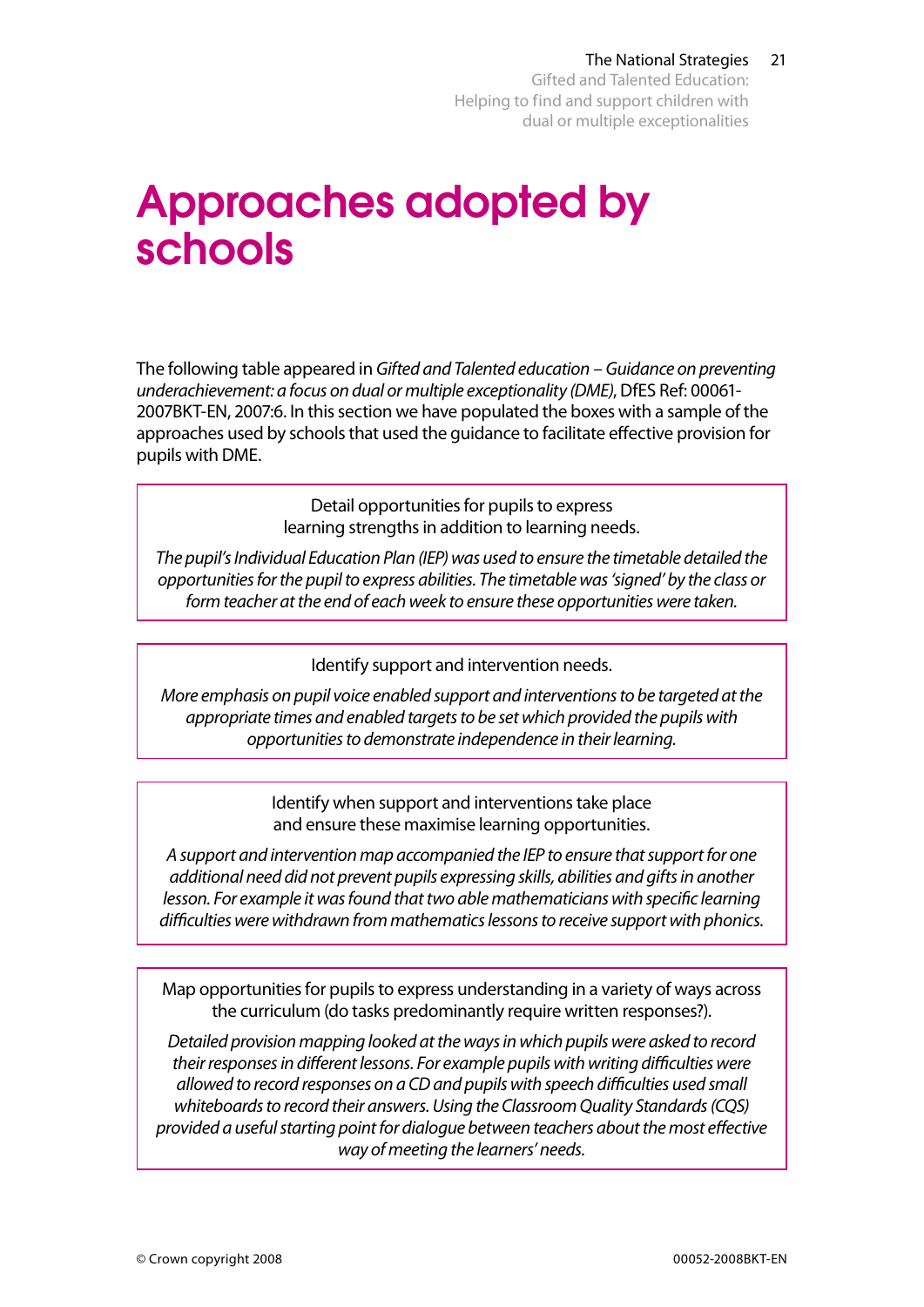# Approaches adopted by schools

The following table appeared in *Gifted and Talented education – Guidance on preventing underachievement: a focus on dual or multiple exceptionality (DME)*, DfES Ref: 00061-2007BKT-EN, 2007:6. In this section we have populated the boxes with a sample of the approaches used by schools that used the guidance to facilitate effective provision for pupils with DME.

| |
|---|
| Detail opportunities for pupils to express learning strengths in addition to learning needs. |
| *The pupil's Individual Education Plan (IEP) was used to ensure the timetable detailed the opportunities for the pupil to express abilities. The timetable was 'signed' by the class or form teacher at the end of each week to ensure these opportunities were taken.* |

| |
|---|
| Identify support and intervention needs. |
| *More emphasis on pupil voice enabled support and interventions to be targeted at the appropriate times and enabled targets to be set which provided the pupils with opportunities to demonstrate independence in their learning.* |

| |
|---|
| Identify when support and interventions take place and ensure these maximise learning opportunities. |
| *A support and intervention map accompanied the IEP to ensure that support for one additional need did not prevent pupils expressing skills, abilities and gifts in another lesson. For example it was found that two able mathematicians with specific learning difficulties were withdrawn from mathematics lessons to receive support with phonics.* |

| |
|---|
| Map opportunities for pupils to express understanding in a variety of ways across the curriculum (do tasks predominantly require written responses?). |
| *Detailed provision mapping looked at the ways in which pupils were asked to record their responses in different lessons. For example pupils with writing difficulties were allowed to record responses on a CD and pupils with speech difficulties used small whiteboards to record their answers. Using the Classroom Quality Standards (CQS) provided a useful starting point for dialogue between teachers about the most effective way of meeting the learners' needs.* |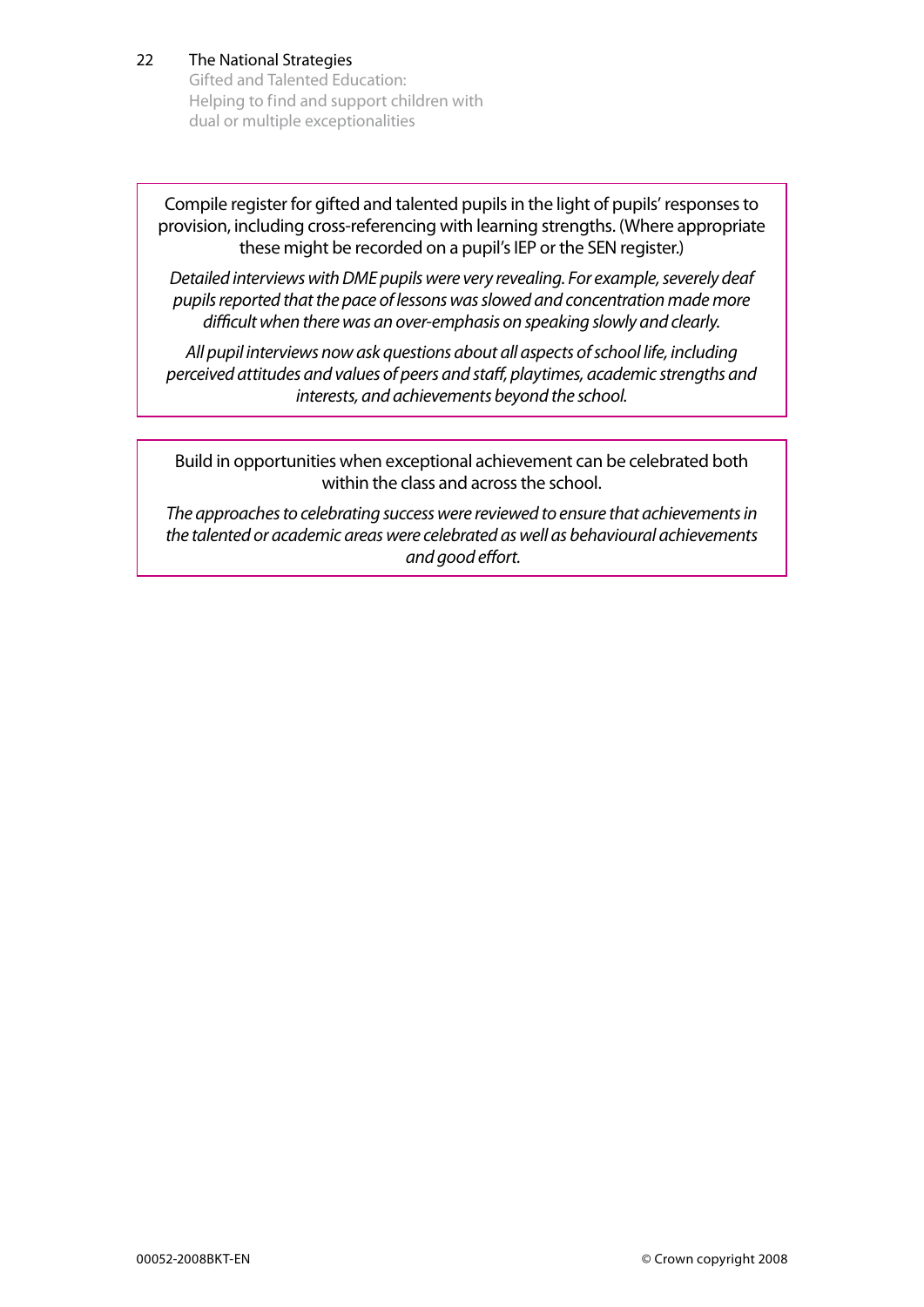Compile register for gifted and talented pupils in the light of pupils' responses to provision, including cross-referencing with learning strengths. (Where appropriate these might be recorded on a pupil's IEP or the SEN register.)

*Detailed interviews with DME pupils were very revealing. For example, severely deaf pupils reported that the pace of lessons was slowed and concentration made more difficult when there was an over-emphasis on speaking slowly and clearly.*

*All pupil interviews now ask questions about all aspects of school life, including perceived attitudes and values of peers and staff, playtimes, academic strengths and interests, and achievements beyond the school.*

Build in opportunities when exceptional achievement can be celebrated both within the class and across the school.

*The approaches to celebrating success were reviewed to ensure that achievements in the talented or academic areas were celebrated as well as behavioural achievements and good effort.*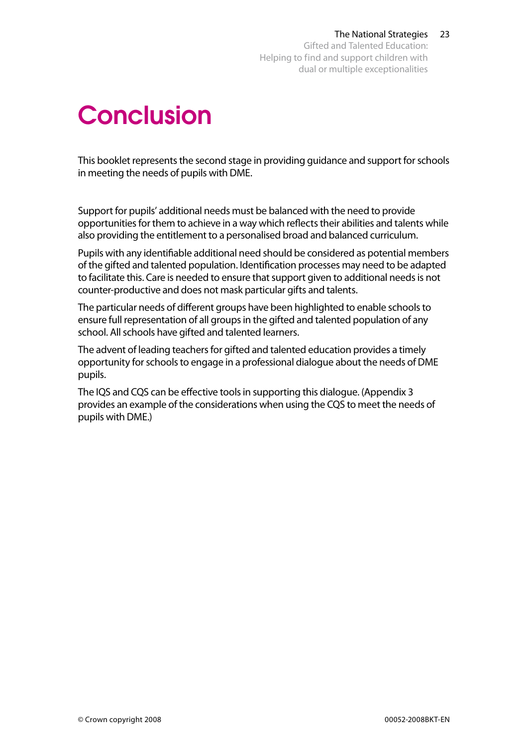# Conclusion

This booklet represents the second stage in providing guidance and support for schools in meeting the needs of pupils with DME.

Support for pupils' additional needs must be balanced with the need to provide opportunities for them to achieve in a way which reflects their abilities and talents while also providing the entitlement to a personalised broad and balanced curriculum.

Pupils with any identifiable additional need should be considered as potential members of the gifted and talented population. Identification processes may need to be adapted to facilitate this. Care is needed to ensure that support given to additional needs is not counter-productive and does not mask particular gifts and talents.

The particular needs of different groups have been highlighted to enable schools to ensure full representation of all groups in the gifted and talented population of any school. All schools have gifted and talented learners.

The advent of leading teachers for gifted and talented education provides a timely opportunity for schools to engage in a professional dialogue about the needs of DME pupils.

The IQS and CQS can be effective tools in supporting this dialogue. (Appendix 3 provides an example of the considerations when using the CQS to meet the needs of pupils with DME.)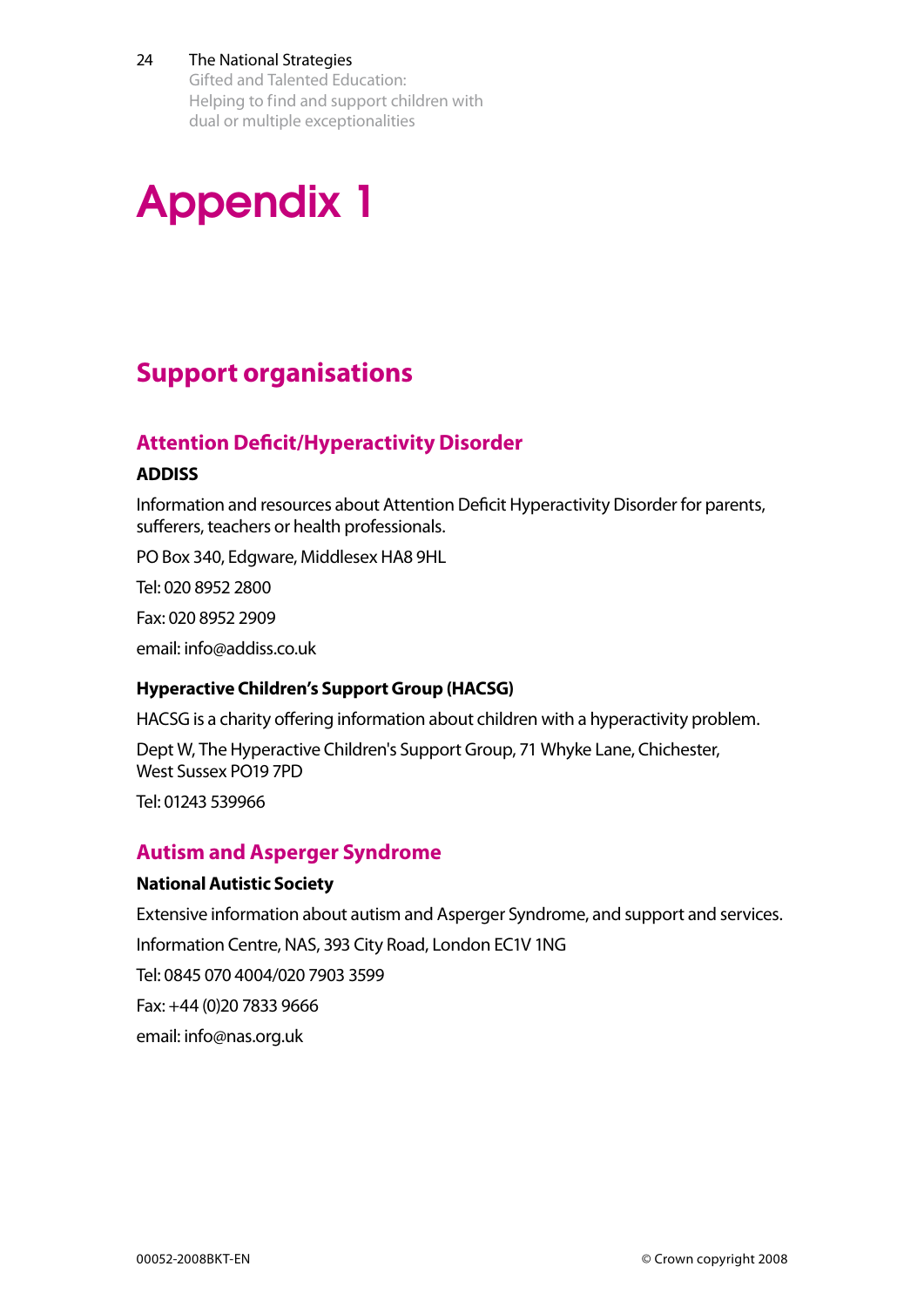# Appendix 1

## Support organisations

### Attention Deficit/Hyperactivity Disorder

**ADDISS**

Information and resources about Attention Deficit Hyperactivity Disorder for parents, sufferers, teachers or health professionals.

PO Box 340, Edgware, Middlesex HA8 9HL

Tel: 020 8952 2800

Fax: 020 8952 2909

email: info@addiss.co.uk

**Hyperactive Children's Support Group (HACSG)**

HACSG is a charity offering information about children with a hyperactivity problem.

Dept W, The Hyperactive Children's Support Group, 71 Whyke Lane, Chichester, West Sussex PO19 7PD

Tel: 01243 539966

### Autism and Asperger Syndrome

**National Autistic Society**

Extensive information about autism and Asperger Syndrome, and support and services.

Information Centre, NAS, 393 City Road, London EC1V 1NG

Tel: 0845 070 4004/020 7903 3599

Fax: +44 (0)20 7833 9666

email: info@nas.org.uk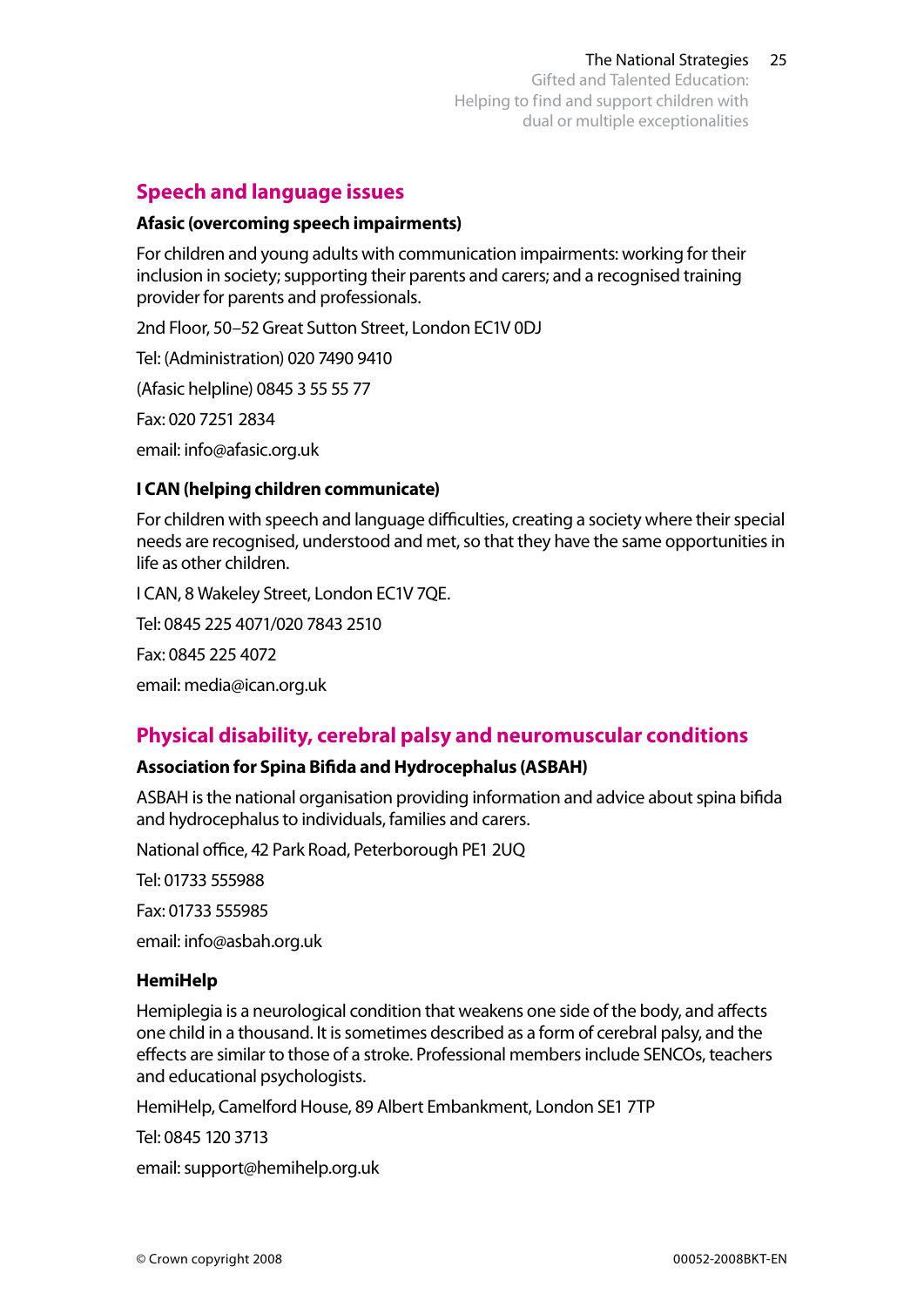## Speech and language issues

**Afasic (overcoming speech impairments)**

For children and young adults with communication impairments: working for their inclusion in society; supporting their parents and carers; and a recognised training provider for parents and professionals.

2nd Floor, 50–52 Great Sutton Street, London EC1V 0DJ

Tel: (Administration) 020 7490 9410

(Afasic helpline) 0845 3 55 55 77

Fax: 020 7251 2834

email: info@afasic.org.uk

**I CAN (helping children communicate)**

For children with speech and language difficulties, creating a society where their special needs are recognised, understood and met, so that they have the same opportunities in life as other children.

I CAN, 8 Wakeley Street, London EC1V 7QE.

Tel: 0845 225 4071/020 7843 2510

Fax: 0845 225 4072

email: media@ican.org.uk

## Physical disability, cerebral palsy and neuromuscular conditions

**Association for Spina Bifida and Hydrocephalus (ASBAH)**

ASBAH is the national organisation providing information and advice about spina bifida and hydrocephalus to individuals, families and carers.

National office, 42 Park Road, Peterborough PE1 2UQ

Tel: 01733 555988

Fax: 01733 555985

email: info@asbah.org.uk

**HemiHelp**

Hemiplegia is a neurological condition that weakens one side of the body, and affects one child in a thousand. It is sometimes described as a form of cerebral palsy, and the effects are similar to those of a stroke. Professional members include SENCOs, teachers and educational psychologists.

HemiHelp, Camelford House, 89 Albert Embankment, London SE1 7TP

Tel: 0845 120 3713

email: support@hemihelp.org.uk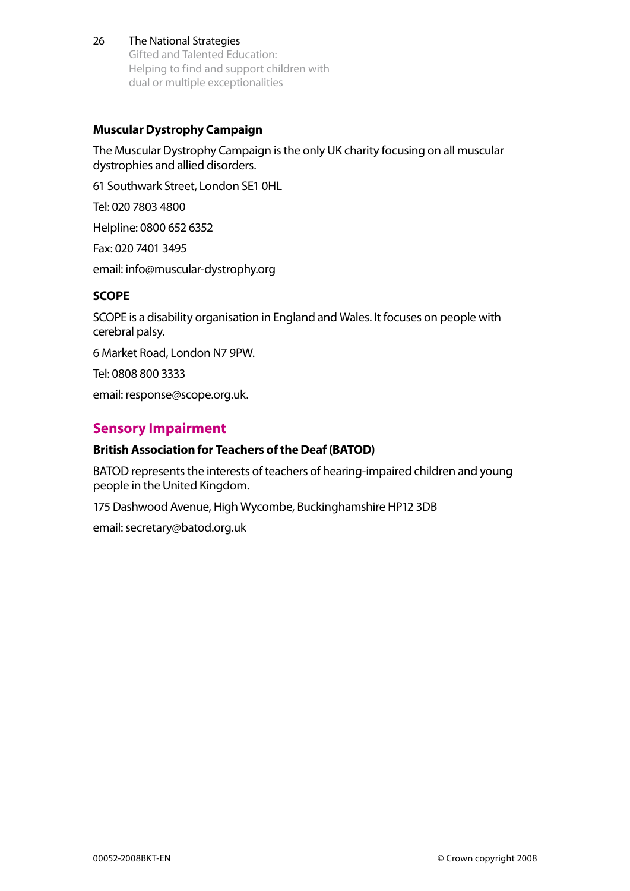### Muscular Dystrophy Campaign

The Muscular Dystrophy Campaign is the only UK charity focusing on all muscular dystrophies and allied disorders.

61 Southwark Street, London SE1 0HL

Tel: 020 7803 4800

Helpline: 0800 652 6352

Fax: 020 7401 3495

email: info@muscular-dystrophy.org

### SCOPE

SCOPE is a disability organisation in England and Wales. It focuses on people with cerebral palsy.

6 Market Road, London N7 9PW.

Tel: 0808 800 3333

email: response@scope.org.uk.

## Sensory Impairment

### British Association for Teachers of the Deaf (BATOD)

BATOD represents the interests of teachers of hearing-impaired children and young people in the United Kingdom.

175 Dashwood Avenue, High Wycombe, Buckinghamshire HP12 3DB

email: secretary@batod.org.uk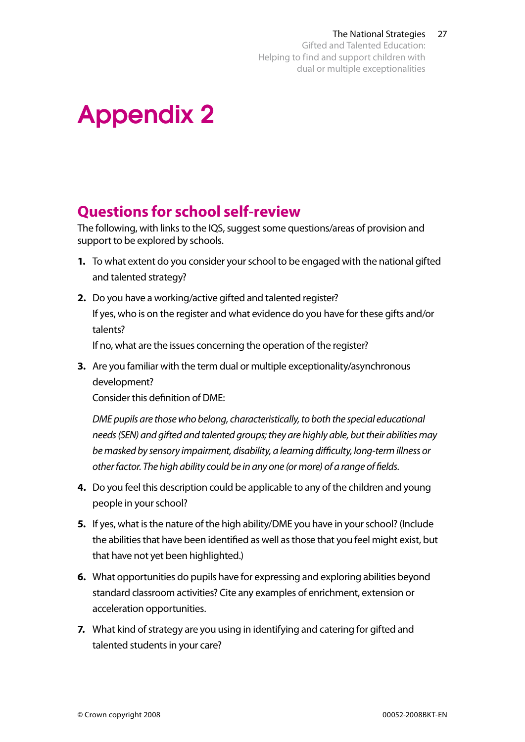# Appendix 2

## Questions for school self-review

The following, with links to the IQS, suggest some questions/areas of provision and support to be explored by schools.

1. To what extent do you consider your school to be engaged with the national gifted and talented strategy?
2. Do you have a working/active gifted and talented register?
   If yes, who is on the register and what evidence do you have for these gifts and/or talents?
   If no, what are the issues concerning the operation of the register?
3. Are you familiar with the term dual or multiple exceptionality/asynchronous development?
   Consider this definition of DME:

   *DME pupils are those who belong, characteristically, to both the special educational needs (SEN) and gifted and talented groups; they are highly able, but their abilities may be masked by sensory impairment, disability, a learning difficulty, long-term illness or other factor. The high ability could be in any one (or more) of a range of fields.*
4. Do you feel this description could be applicable to any of the children and young people in your school?
5. If yes, what is the nature of the high ability/DME you have in your school? (Include the abilities that have been identified as well as those that you feel might exist, but that have not yet been highlighted.)
6. What opportunities do pupils have for expressing and exploring abilities beyond standard classroom activities? Cite any examples of enrichment, extension or acceleration opportunities.
7. What kind of strategy are you using in identifying and catering for gifted and talented students in your care?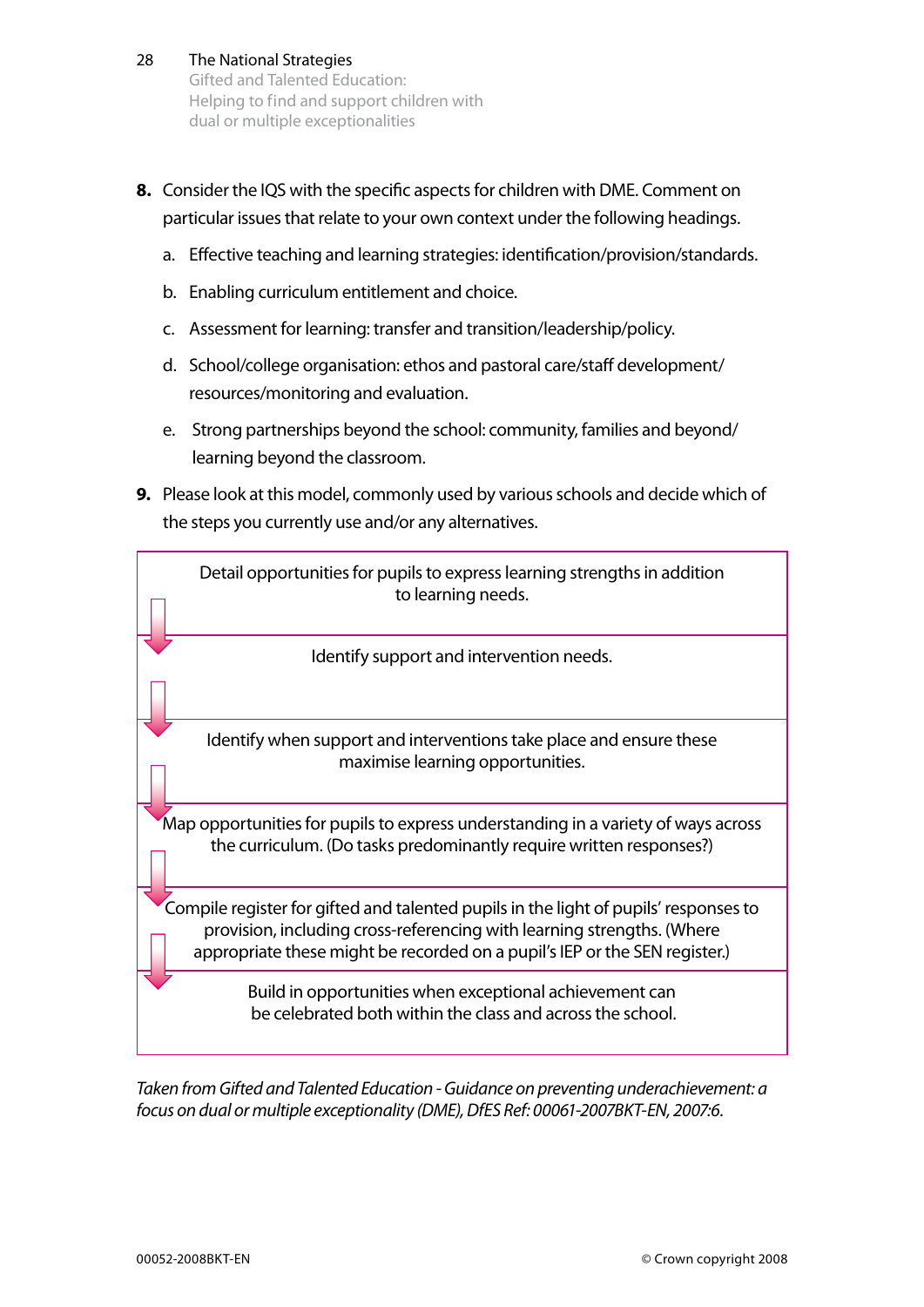**8.** Consider the IQS with the specific aspects for children with DME. Comment on particular issues that relate to your own context under the following headings.

a. Effective teaching and learning strategies: identification/provision/standards.

b. Enabling curriculum entitlement and choice.

c. Assessment for learning: transfer and transition/leadership/policy.

d. School/college organisation: ethos and pastoral care/staff development/resources/monitoring and evaluation.

e. Strong partnerships beyond the school: community, families and beyond/learning beyond the classroom.

**9.** Please look at this model, commonly used by various schools and decide which of the steps you currently use and/or any alternatives.

Detail opportunities for pupils to express learning strengths in addition to learning needs.

↓

Identify support and intervention needs.

↓

Identify when support and interventions take place and ensure these maximise learning opportunities.

↓

Map opportunities for pupils to express understanding in a variety of ways across the curriculum. (Do tasks predominantly require written responses?)

↓

Compile register for gifted and talented pupils in the light of pupils' responses to provision, including cross-referencing with learning strengths. (Where appropriate these might be recorded on a pupil's IEP or the SEN register.)

↓

Build in opportunities when exceptional achievement can be celebrated both within the class and across the school.

*Taken from Gifted and Talented Education - Guidance on preventing underachievement: a focus on dual or multiple exceptionality (DME), DfES Ref: 00061-2007BKT-EN, 2007:6.*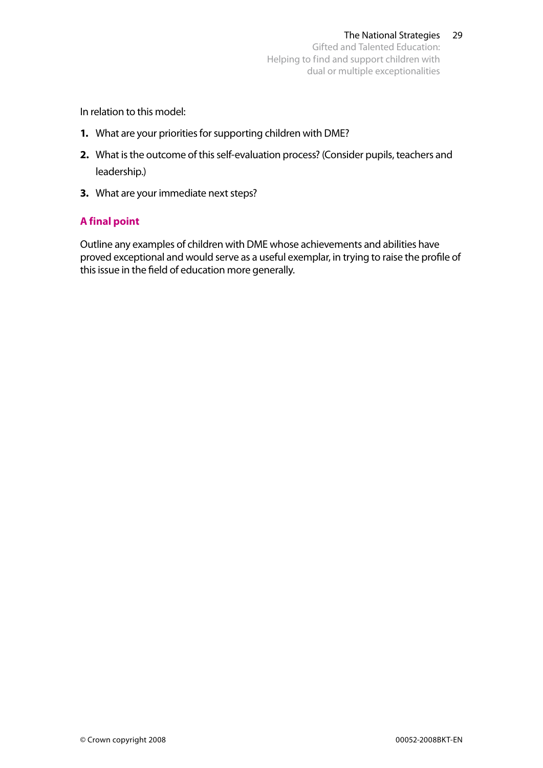In relation to this model:

1. What are your priorities for supporting children with DME?
2. What is the outcome of this self-evaluation process? (Consider pupils, teachers and leadership.)
3. What are your immediate next steps?

## A final point

Outline any examples of children with DME whose achievements and abilities have proved exceptional and would serve as a useful exemplar, in trying to raise the profile of this issue in the field of education more generally.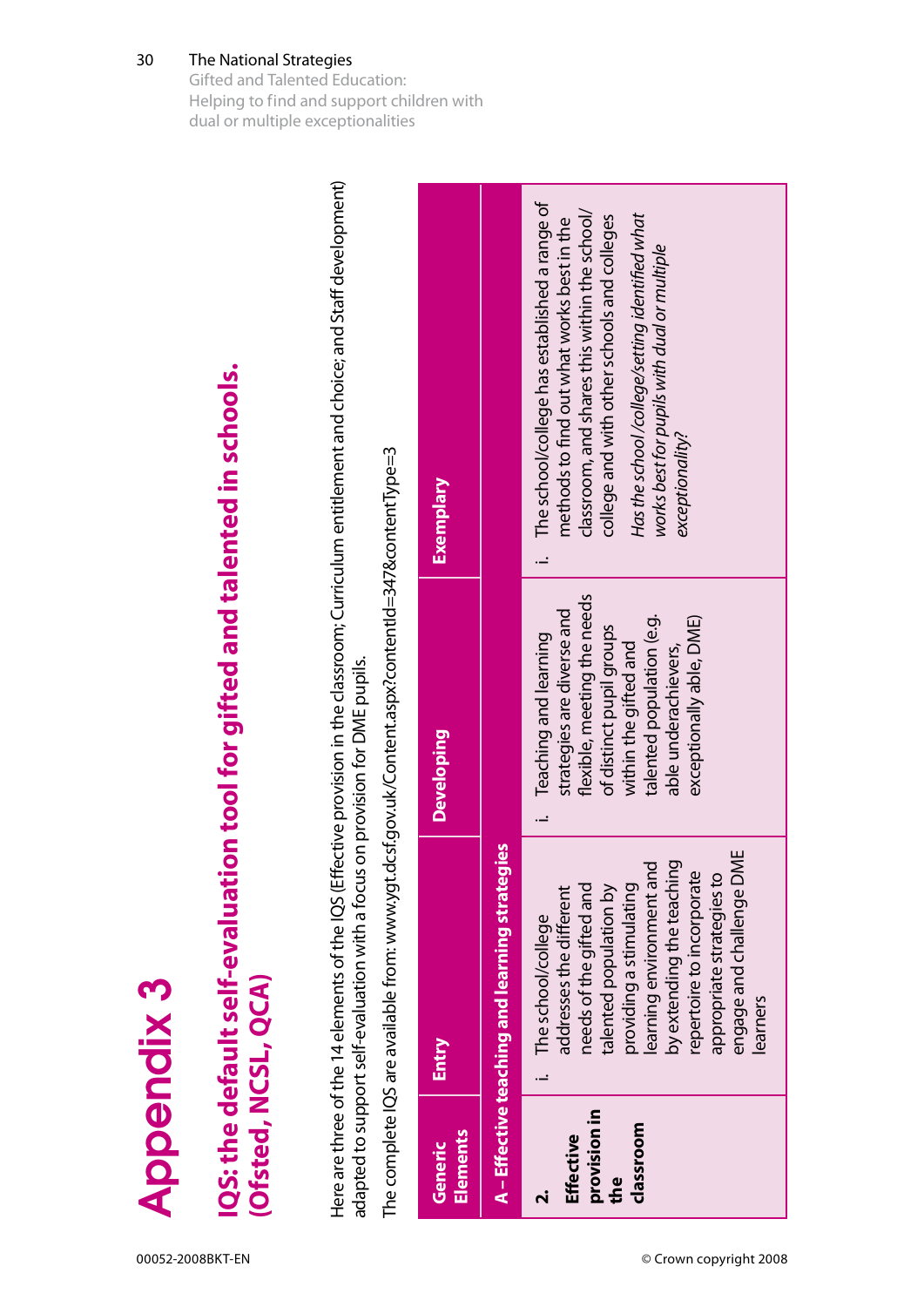# Appendix 3

## IQS: the default self-evaluation tool for gifted and talented in schools. (Ofsted, NCSL, QCA)

Here are three of the 14 elements of the IQS (Effective provision in the classroom; Curriculum entitlement and choice; and Staff development) adapted to support self-evaluation with a focus on provision for DME pupils.

The complete IQS are available from: www.ygt.dcsf.gov.uk/Content.aspx?contentId=347&contentType=3

| Generic Elements | Entry | Developing | Exemplary |
|---|---|---|---|
| **A – Effective teaching and learning strategies** | | | |
| **2. Effective provision in the classroom** | i. The school/college addresses the different needs of the gifted and talented population by providing a stimulating learning environment and by extending the teaching repertoire to incorporate appropriate strategies to engage and challenge DME learners | i. Teaching and learning strategies are diverse and flexible, meeting the needs of distinct pupil groups within the gifted and talented population (e.g. able underachievers, exceptionally able, DME) | i. The school/college has established a range of methods to find out what works best in the classroom, and shares this within the school/college and with other schools and colleges<br>*Has the school /college/setting identified what works best for pupils with dual or multiple exceptionality?* |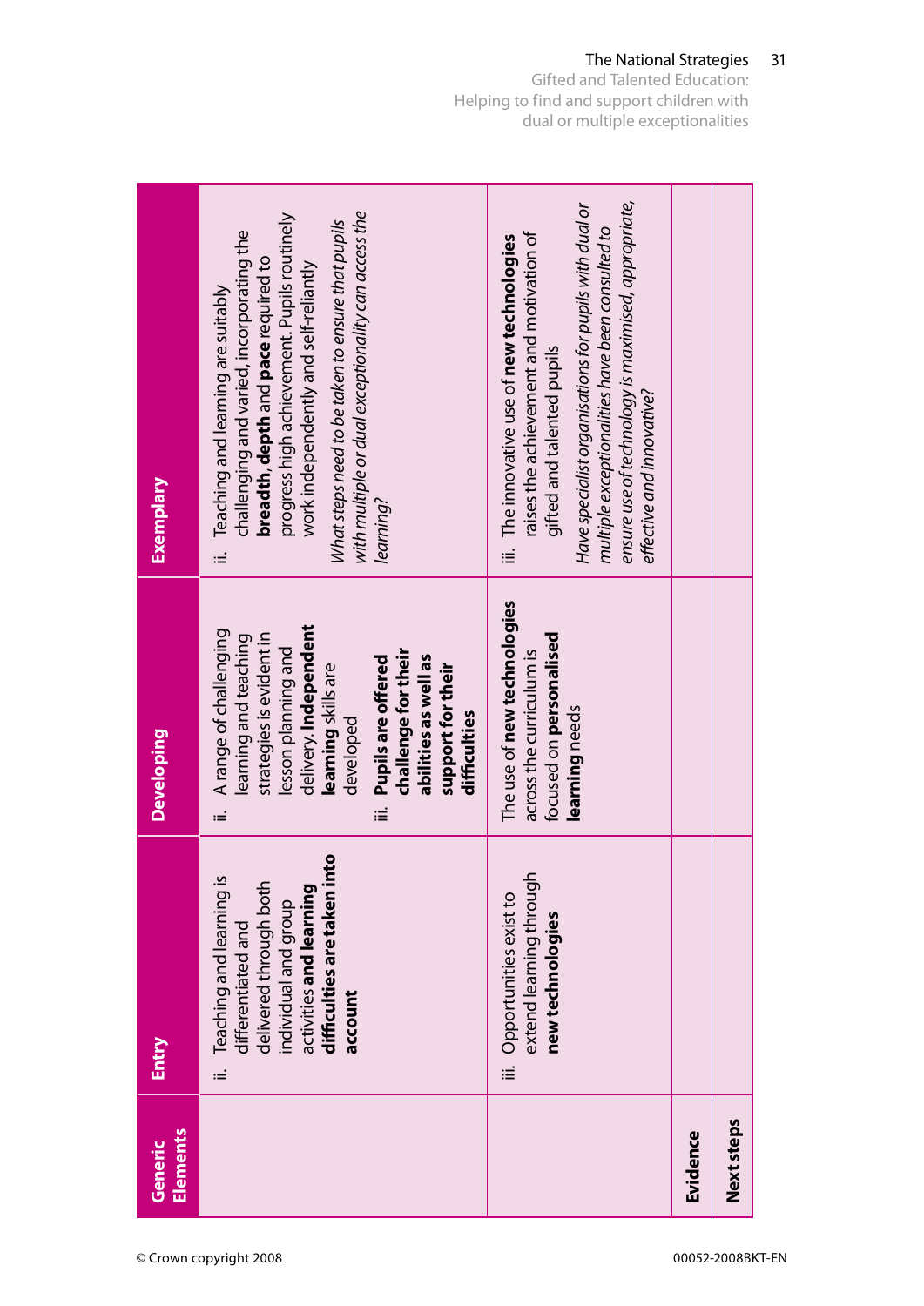| Generic Elements | Entry | Developing | Exemplary |
|---|---|---|---|
| | ii. Teaching and learning is differentiated and delivered through both individual and group activities **and learning difficulties are taken into account** | ii. A range of challenging learning and teaching strategies is evident in lesson planning and delivery. **Independent learning** skills are developed<br>iii. **Pupils are offered challenge for their abilities as well as support for their difficulties** | ii. Teaching and learning are suitably challenging and varied, incorporating the **breadth**, **depth** and **pace** required to progress high achievement. Pupils routinely work independently and self-reliantly<br>*What steps need to be taken to ensure that pupils with multiple or dual exceptionality can access the learning?* |
| | iii. Opportunities exist to extend learning through **new technologies** | The use of **new technologies** across the curriculum is focused on **personalised learning** needs | iii. The innovative use of **new technologies** raises the achievement and motivation of gifted and talented pupils<br>*Have specialist organisations for pupils with dual or multiple exceptionalities have been consulted to ensure use of technology is maximised, appropriate, effective and innovative?* |
| **Evidence** | | | |
| **Next steps** | | | |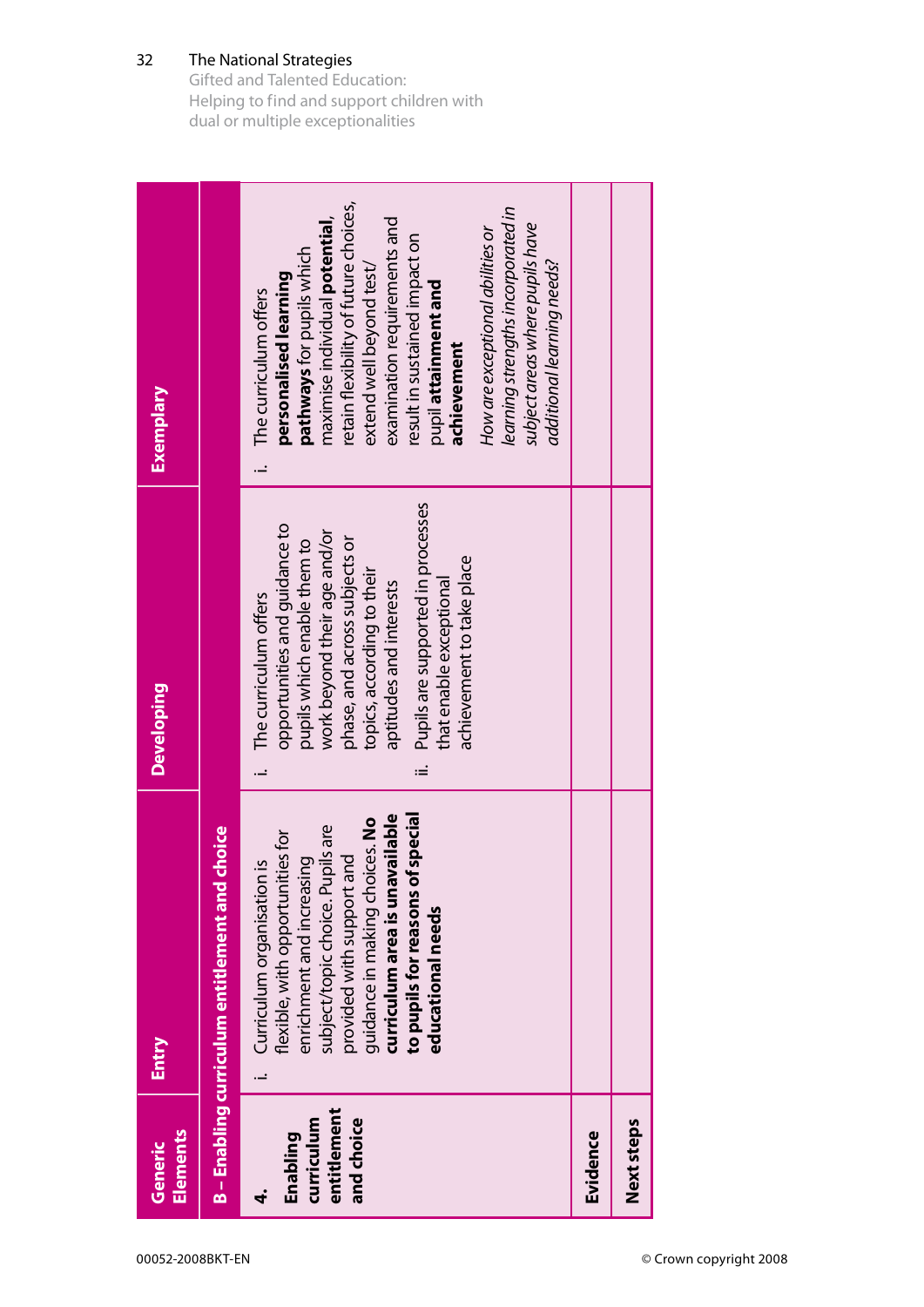| Generic Elements | Entry | Developing | Exemplary |
|---|---|---|---|
| **B – Enabling curriculum entitlement and choice** | | | |
| 4. **Enabling curriculum entitlement and choice** | i. Curriculum organisation is flexible, with opportunities for enrichment and increasing subject/topic choice. Pupils are provided with support and guidance in making choices. **No curriculum area is unavailable to pupils for reasons of special educational needs** | i. The curriculum offers opportunities and guidance to pupils which enable them to work beyond their age and/or phase, and across subjects or topics, according to their aptitudes and interests<br>ii. Pupils are supported in processes that enable exceptional achievement to take place | i. The curriculum offers **personalised learning pathways** for pupils which maximise individual **potential**, retain flexibility of future choices, extend well beyond test/examination requirements and result in sustained impact on pupil **attainment and achievement**<br><br>*How are exceptional abilities or learning strengths incorporated in subject areas where pupils have additional learning needs?* |
| **Evidence** | | | |
| **Next steps** | | | |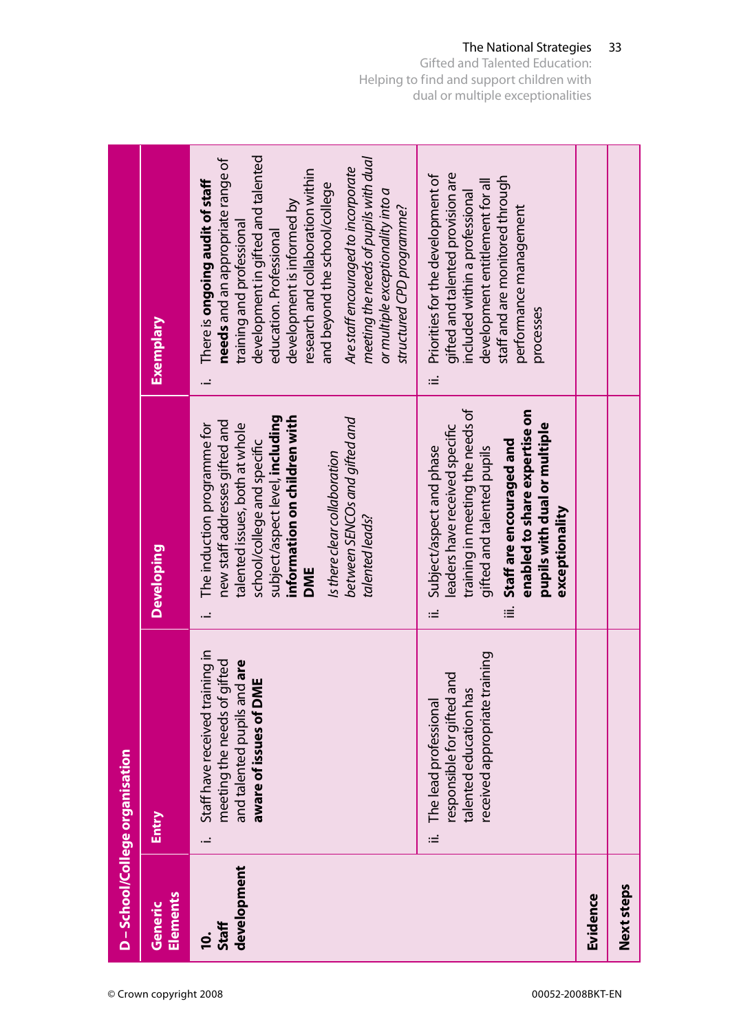## D – School/College organisation

| Generic Elements | Entry | Developing | Exemplary |
|---|---|---|---|
| **10. Staff development** | i. Staff have received training in meeting the needs of gifted and talented pupils and **are aware of issues of DME** | i. The induction programme for new staff addresses gifted and talented issues, both at whole school/college and specific subject/aspect level, **including information on children with DME**<br>*Is there clear collaboration between SENCOs and gifted and talented leads?* | i. There is **ongoing audit of staff needs** and an appropriate range of training and professional development in gifted and talented education. Professional development is informed by research and collaboration within and beyond the school/college<br>*Are staff encouraged to incorporate meeting the needs of pupils with dual or multiple exceptionality into a structured CPD programme?* |
| | ii. The lead professional responsible for gifted and talented education has received appropriate training | ii. Subject/aspect and phase leaders have received specific training in meeting the needs of gifted and talented pupils<br>iii. **Staff are encouraged and enabled to share expertise on pupils with dual or multiple exceptionality** | ii. Priorities for the development of gifted and talented provision are included within a professional development entitlement for all staff and are monitored through performance management processes |
| **Evidence** | | | |
| **Next steps** | | | |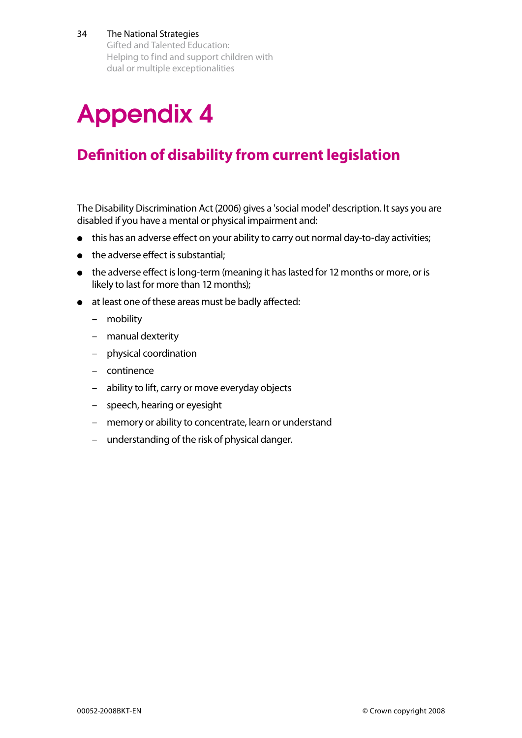# Appendix 4

## Definition of disability from current legislation

The Disability Discrimination Act (2006) gives a 'social model' description. It says you are disabled if you have a mental or physical impairment and:

- this has an adverse effect on your ability to carry out normal day-to-day activities;
- the adverse effect is substantial;
- the adverse effect is long-term (meaning it has lasted for 12 months or more, or is likely to last for more than 12 months);
- at least one of these areas must be badly affected:
  - mobility
  - manual dexterity
  - physical coordination
  - continence
  - ability to lift, carry or move everyday objects
  - speech, hearing or eyesight
  - memory or ability to concentrate, learn or understand
  - understanding of the risk of physical danger.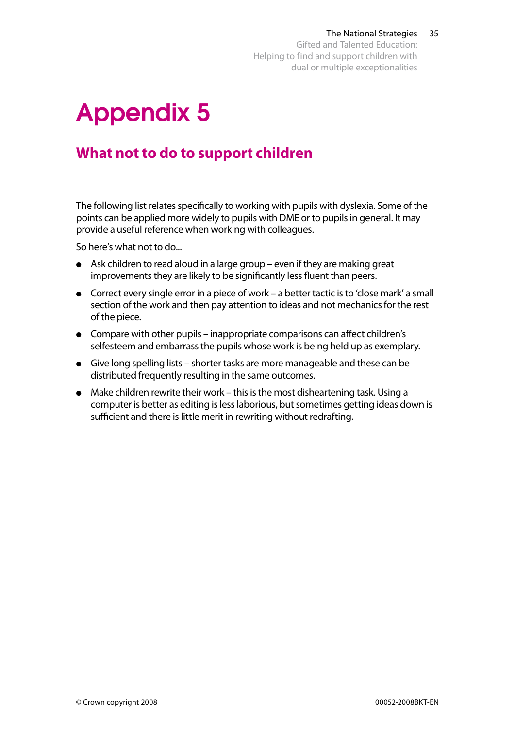# Appendix 5

## What not to do to support children

The following list relates specifically to working with pupils with dyslexia. Some of the points can be applied more widely to pupils with DME or to pupils in general. It may provide a useful reference when working with colleagues.

So here's what not to do...

- Ask children to read aloud in a large group – even if they are making great improvements they are likely to be significantly less fluent than peers.
- Correct every single error in a piece of work – a better tactic is to 'close mark' a small section of the work and then pay attention to ideas and not mechanics for the rest of the piece.
- Compare with other pupils – inappropriate comparisons can affect children's selfesteem and embarrass the pupils whose work is being held up as exemplary.
- Give long spelling lists – shorter tasks are more manageable and these can be distributed frequently resulting in the same outcomes.
- Make children rewrite their work – this is the most disheartening task. Using a computer is better as editing is less laborious, but sometimes getting ideas down is sufficient and there is little merit in rewriting without redrafting.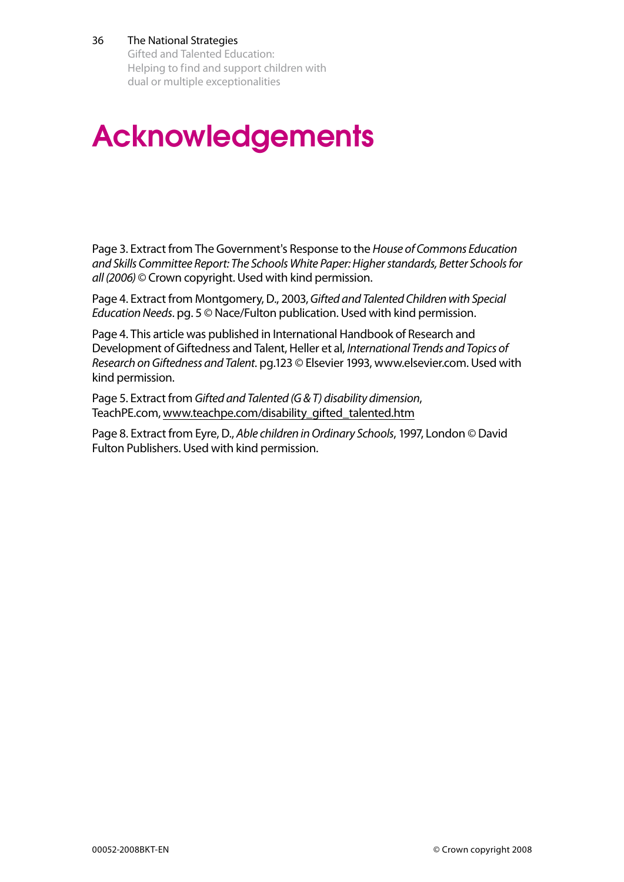# Acknowledgements

Page 3. Extract from The Government's Response to the *House of Commons Education and Skills Committee Report: The Schools White Paper: Higher standards, Better Schools for all (2006)* © Crown copyright. Used with kind permission.

Page 4. Extract from Montgomery, D., 2003, *Gifted and Talented Children with Special Education Needs*. pg. 5 © Nace/Fulton publication. Used with kind permission.

Page 4. This article was published in International Handbook of Research and Development of Giftedness and Talent, Heller et al, *International Trends and Topics of Research on Giftedness and Talent*. pg.123 © Elsevier 1993, www.elsevier.com. Used with kind permission.

Page 5. Extract from *Gifted and Talented (G & T) disability dimension*, TeachPE.com, www.teachpe.com/disability_gifted_talented.htm

Page 8. Extract from Eyre, D., *Able children in Ordinary Schools*, 1997, London © David Fulton Publishers. Used with kind permission.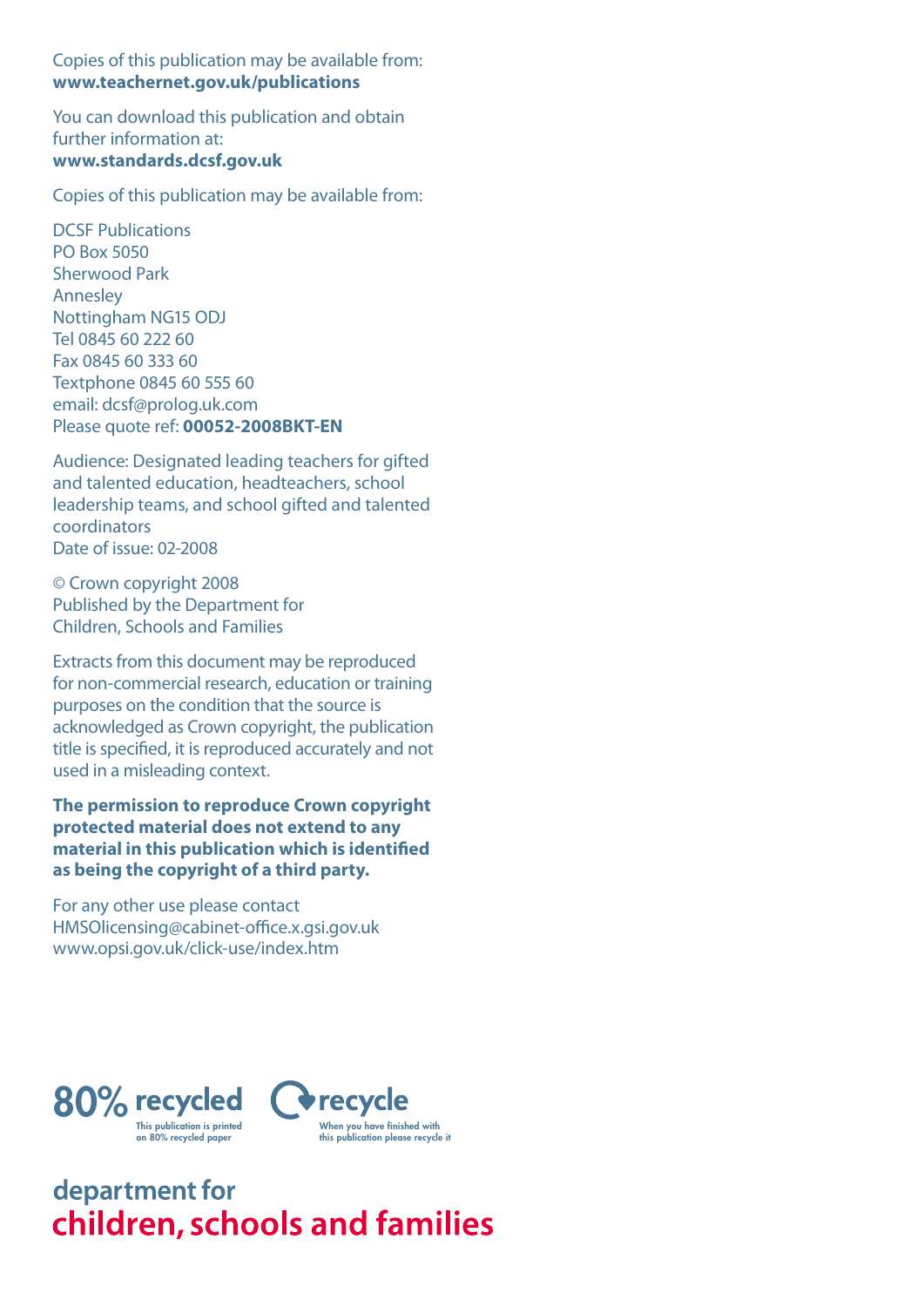Copies of this publication may be available from:
**www.teachernet.gov.uk/publications**

You can download this publication and obtain further information at:
**www.standards.dcsf.gov.uk**

Copies of this publication may be available from:

DCSF Publications
PO Box 5050
Sherwood Park
Annesley
Nottingham NG15 ODJ
Tel 0845 60 222 60
Fax 0845 60 333 60
Textphone 0845 60 555 60
email: dcsf@prolog.uk.com
Please quote ref: **00052-2008BKT-EN**

Audience: Designated leading teachers for gifted and talented education, headteachers, school leadership teams, and school gifted and talented coordinators
Date of issue: 02-2008

© Crown copyright 2008
Published by the Department for Children, Schools and Families

Extracts from this document may be reproduced for non-commercial research, education or training purposes on the condition that the source is acknowledged as Crown copyright, the publication title is specified, it is reproduced accurately and not used in a misleading context.

**The permission to reproduce Crown copyright protected material does not extend to any material in this publication which is identified as being the copyright of a third party.**

For any other use please contact
HMSOlicensing@cabinet-office.x.gsi.gov.uk
www.opsi.gov.uk/click-use/index.htm

**80% recycled**
This publication is printed on 80% recycled paper

**recycle**
When you have finished with this publication please recycle it

**department for children, schools and families**